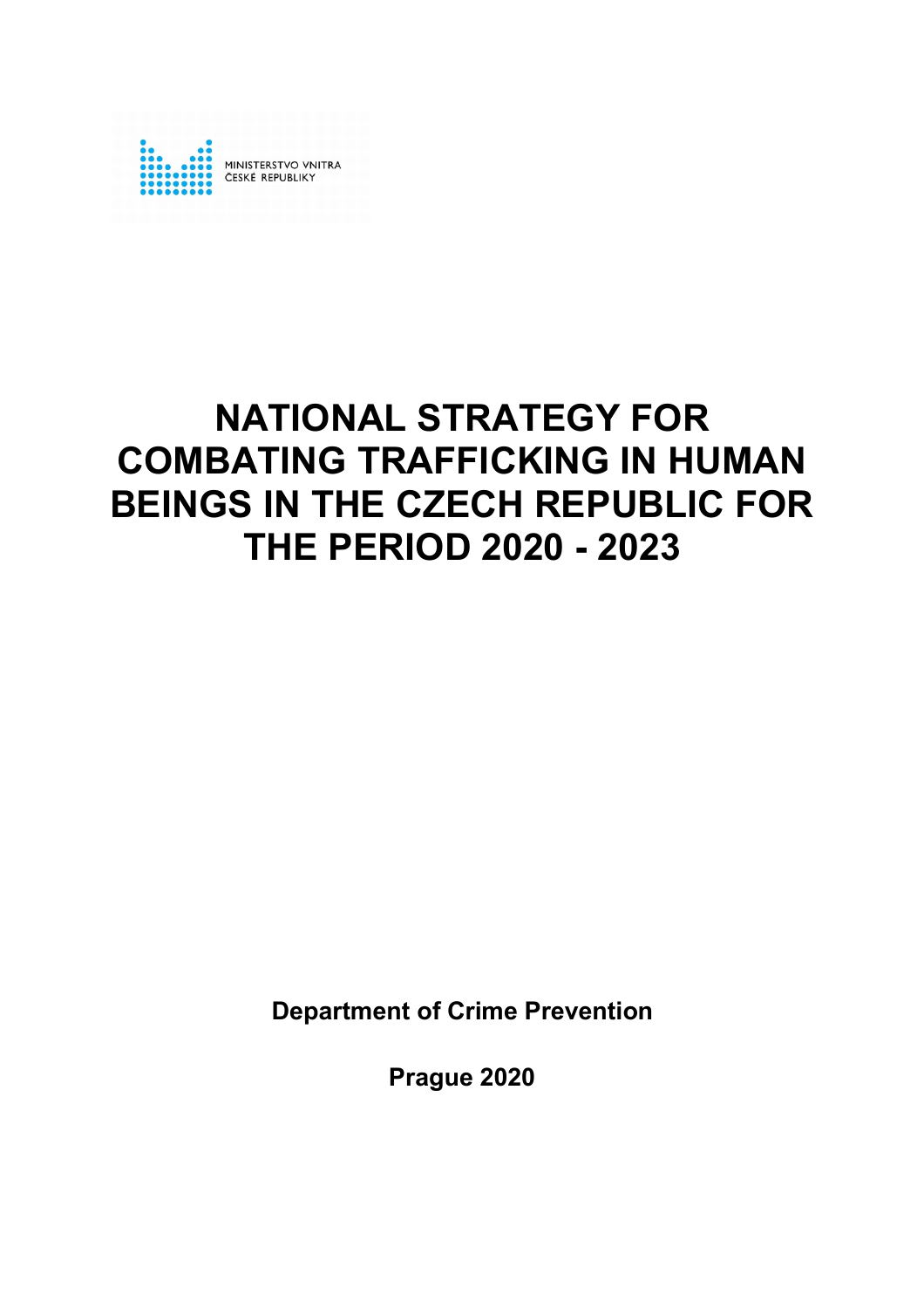MINISTERSTVO VNITRA
ČESKÉ REPUBLIKY

# NATIONAL STRATEGY FOR COMBATING TRAFFICKING IN HUMAN BEINGS IN THE CZECH REPUBLIC FOR THE PERIOD 2020 - 2023

**Department of Crime Prevention**

**Prague 2020**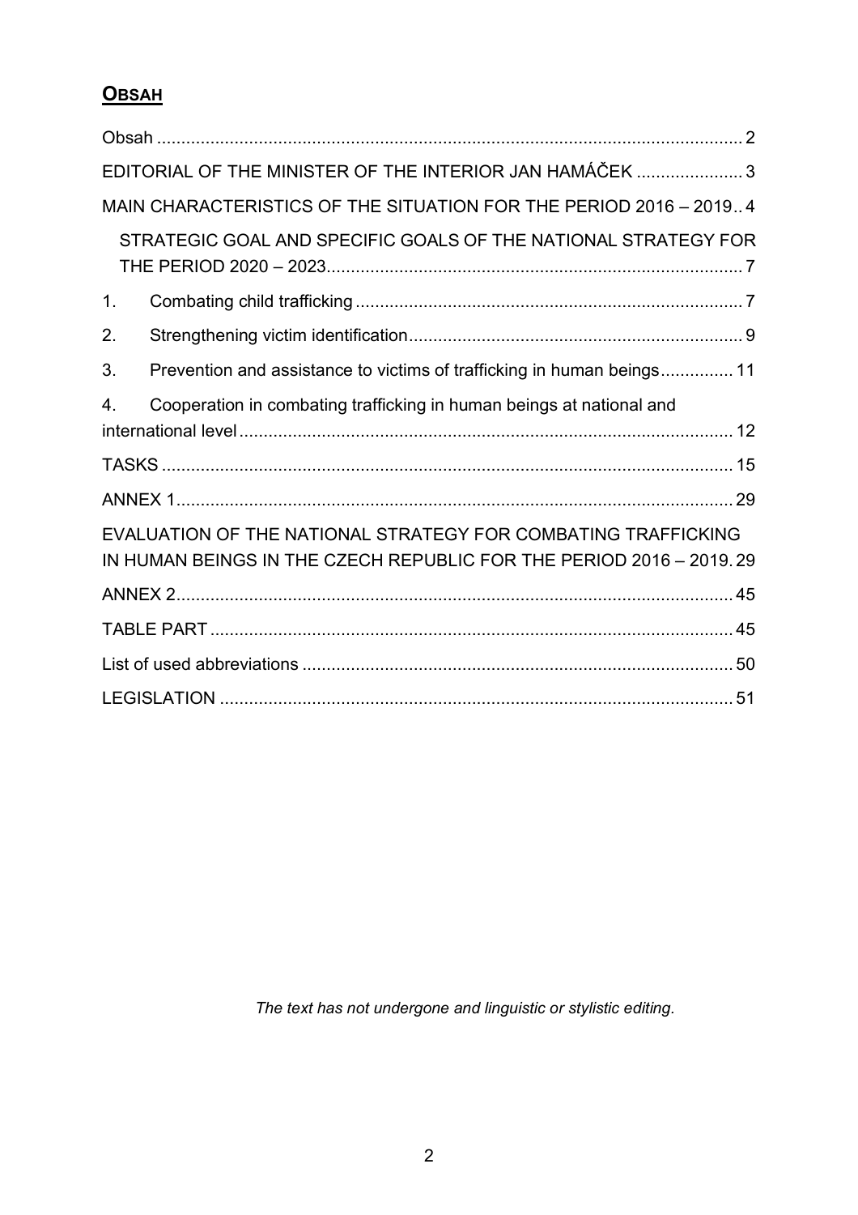## OBSAH

Obsah ........................................................................................................................ 2

EDITORIAL OF THE MINISTER OF THE INTERIOR JAN HAMÁČEK ...................... 3

MAIN CHARACTERISTICS OF THE SITUATION FOR THE PERIOD 2016 – 2019.. 4

STRATEGIC GOAL AND SPECIFIC GOALS OF THE NATIONAL STRATEGY FOR THE PERIOD 2020 – 2023..................................................................................... 7

1. Combating child trafficking ................................................................................ 7
2. Strengthening victim identification..................................................................... 9
3. Prevention and assistance to victims of trafficking in human beings............... 11
4. Cooperation in combating trafficking in human beings at national and international level ..................................................................................................... 12

TASKS ..................................................................................................................... 15

ANNEX 1.................................................................................................................. 29

EVALUATION OF THE NATIONAL STRATEGY FOR COMBATING TRAFFICKING IN HUMAN BEINGS IN THE CZECH REPUBLIC FOR THE PERIOD 2016 – 2019. 29

ANNEX 2.................................................................................................................. 45

TABLE PART ........................................................................................................... 45

List of used abbreviations ......................................................................................... 50

LEGISLATION .......................................................................................................... 51

*The text has not undergone and linguistic or stylistic editing.*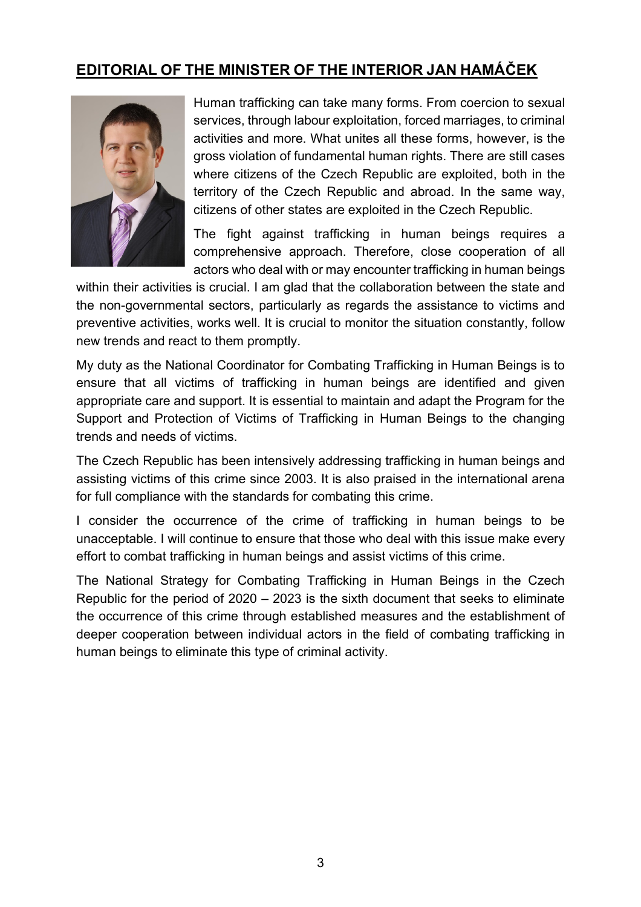## EDITORIAL OF THE MINISTER OF THE INTERIOR JAN HAMÁČEK

Human trafficking can take many forms. From coercion to sexual services, through labour exploitation, forced marriages, to criminal activities and more. What unites all these forms, however, is the gross violation of fundamental human rights. There are still cases where citizens of the Czech Republic are exploited, both in the territory of the Czech Republic and abroad. In the same way, citizens of other states are exploited in the Czech Republic.

The fight against trafficking in human beings requires a comprehensive approach. Therefore, close cooperation of all actors who deal with or may encounter trafficking in human beings within their activities is crucial. I am glad that the collaboration between the state and the non-governmental sectors, particularly as regards the assistance to victims and preventive activities, works well. It is crucial to monitor the situation constantly, follow new trends and react to them promptly.

My duty as the National Coordinator for Combating Trafficking in Human Beings is to ensure that all victims of trafficking in human beings are identified and given appropriate care and support. It is essential to maintain and adapt the Program for the Support and Protection of Victims of Trafficking in Human Beings to the changing trends and needs of victims.

The Czech Republic has been intensively addressing trafficking in human beings and assisting victims of this crime since 2003. It is also praised in the international arena for full compliance with the standards for combating this crime.

I consider the occurrence of the crime of trafficking in human beings to be unacceptable. I will continue to ensure that those who deal with this issue make every effort to combat trafficking in human beings and assist victims of this crime.

The National Strategy for Combating Trafficking in Human Beings in the Czech Republic for the period of 2020 – 2023 is the sixth document that seeks to eliminate the occurrence of this crime through established measures and the establishment of deeper cooperation between individual actors in the field of combating trafficking in human beings to eliminate this type of criminal activity.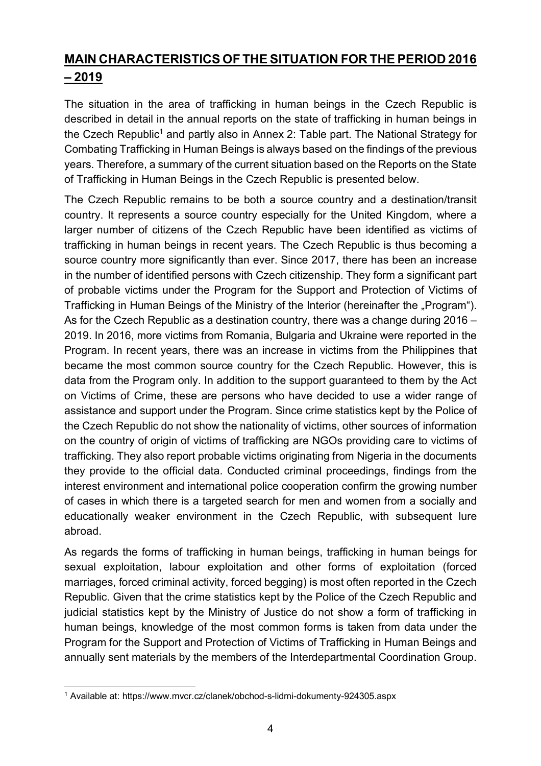## MAIN CHARACTERISTICS OF THE SITUATION FOR THE PERIOD 2016 – 2019

The situation in the area of trafficking in human beings in the Czech Republic is described in detail in the annual reports on the state of trafficking in human beings in the Czech Republic[1] and partly also in Annex 2: Table part. The National Strategy for Combating Trafficking in Human Beings is always based on the findings of the previous years. Therefore, a summary of the current situation based on the Reports on the State of Trafficking in Human Beings in the Czech Republic is presented below.

The Czech Republic remains to be both a source country and a destination/transit country. It represents a source country especially for the United Kingdom, where a larger number of citizens of the Czech Republic have been identified as victims of trafficking in human beings in recent years. The Czech Republic is thus becoming a source country more significantly than ever. Since 2017, there has been an increase in the number of identified persons with Czech citizenship. They form a significant part of probable victims under the Program for the Support and Protection of Victims of Trafficking in Human Beings of the Ministry of the Interior (hereinafter the „Program"). As for the Czech Republic as a destination country, there was a change during 2016 – 2019. In 2016, more victims from Romania, Bulgaria and Ukraine were reported in the Program. In recent years, there was an increase in victims from the Philippines that became the most common source country for the Czech Republic. However, this is data from the Program only. In addition to the support guaranteed to them by the Act on Victims of Crime, these are persons who have decided to use a wider range of assistance and support under the Program. Since crime statistics kept by the Police of the Czech Republic do not show the nationality of victims, other sources of information on the country of origin of victims of trafficking are NGOs providing care to victims of trafficking. They also report probable victims originating from Nigeria in the documents they provide to the official data. Conducted criminal proceedings, findings from the interest environment and international police cooperation confirm the growing number of cases in which there is a targeted search for men and women from a socially and educationally weaker environment in the Czech Republic, with subsequent lure abroad.

As regards the forms of trafficking in human beings, trafficking in human beings for sexual exploitation, labour exploitation and other forms of exploitation (forced marriages, forced criminal activity, forced begging) is most often reported in the Czech Republic. Given that the crime statistics kept by the Police of the Czech Republic and judicial statistics kept by the Ministry of Justice do not show a form of trafficking in human beings, knowledge of the most common forms is taken from data under the Program for the Support and Protection of Victims of Trafficking in Human Beings and annually sent materials by the members of the Interdepartmental Coordination Group.

[1] Available at: https://www.mvcr.cz/clanek/obchod-s-lidmi-dokumenty-924305.aspx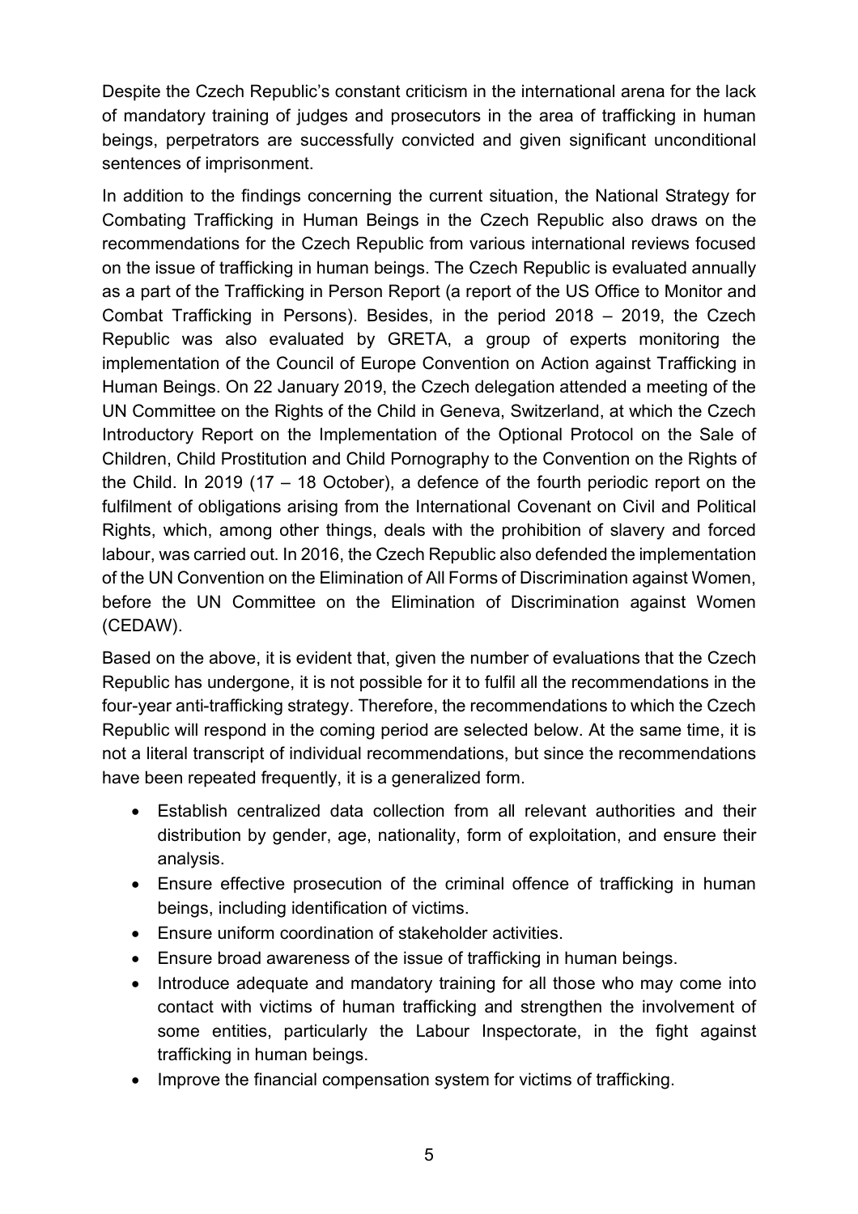Despite the Czech Republic's constant criticism in the international arena for the lack of mandatory training of judges and prosecutors in the area of trafficking in human beings, perpetrators are successfully convicted and given significant unconditional sentences of imprisonment.

In addition to the findings concerning the current situation, the National Strategy for Combating Trafficking in Human Beings in the Czech Republic also draws on the recommendations for the Czech Republic from various international reviews focused on the issue of trafficking in human beings. The Czech Republic is evaluated annually as a part of the Trafficking in Person Report (a report of the US Office to Monitor and Combat Trafficking in Persons). Besides, in the period 2018 – 2019, the Czech Republic was also evaluated by GRETA, a group of experts monitoring the implementation of the Council of Europe Convention on Action against Trafficking in Human Beings. On 22 January 2019, the Czech delegation attended a meeting of the UN Committee on the Rights of the Child in Geneva, Switzerland, at which the Czech Introductory Report on the Implementation of the Optional Protocol on the Sale of Children, Child Prostitution and Child Pornography to the Convention on the Rights of the Child. In 2019 (17 – 18 October), a defence of the fourth periodic report on the fulfilment of obligations arising from the International Covenant on Civil and Political Rights, which, among other things, deals with the prohibition of slavery and forced labour, was carried out. In 2016, the Czech Republic also defended the implementation of the UN Convention on the Elimination of All Forms of Discrimination against Women, before the UN Committee on the Elimination of Discrimination against Women (CEDAW).

Based on the above, it is evident that, given the number of evaluations that the Czech Republic has undergone, it is not possible for it to fulfil all the recommendations in the four-year anti-trafficking strategy. Therefore, the recommendations to which the Czech Republic will respond in the coming period are selected below. At the same time, it is not a literal transcript of individual recommendations, but since the recommendations have been repeated frequently, it is a generalized form.

- Establish centralized data collection from all relevant authorities and their distribution by gender, age, nationality, form of exploitation, and ensure their analysis.
- Ensure effective prosecution of the criminal offence of trafficking in human beings, including identification of victims.
- Ensure uniform coordination of stakeholder activities.
- Ensure broad awareness of the issue of trafficking in human beings.
- Introduce adequate and mandatory training for all those who may come into contact with victims of human trafficking and strengthen the involvement of some entities, particularly the Labour Inspectorate, in the fight against trafficking in human beings.
- Improve the financial compensation system for victims of trafficking.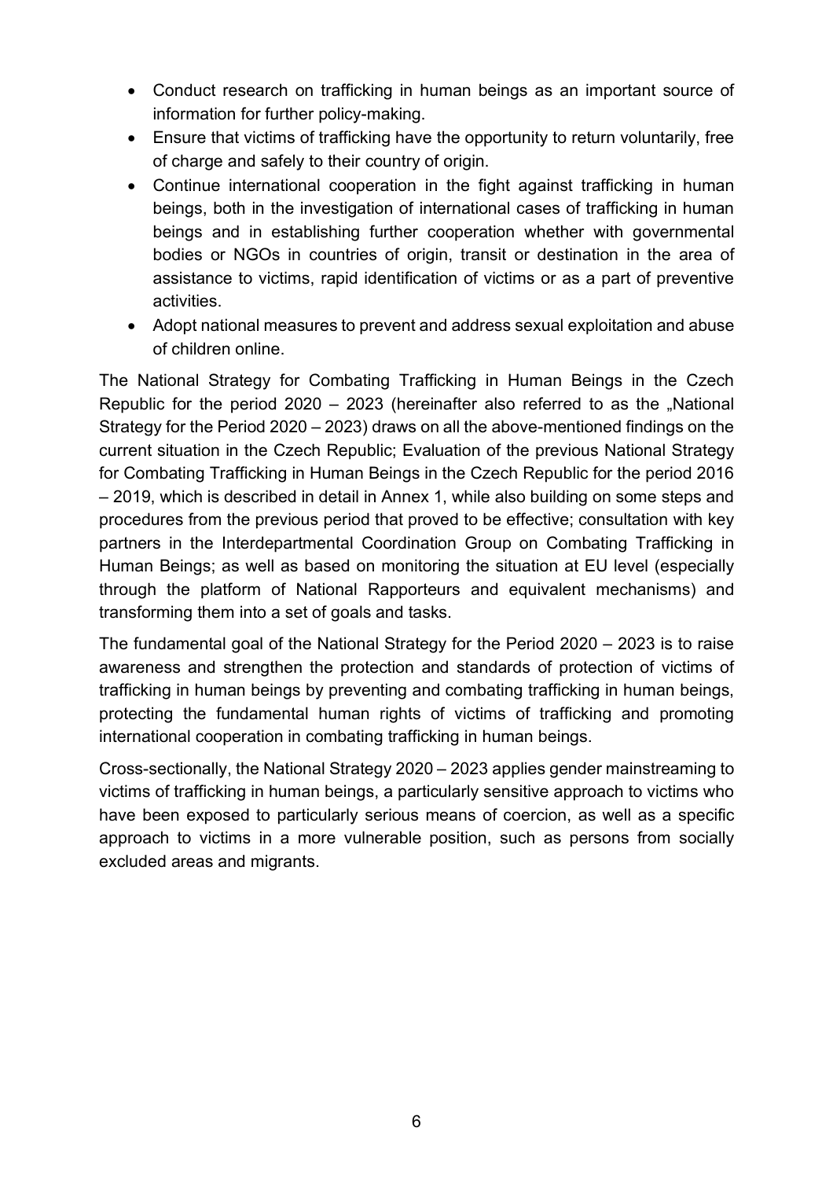- Conduct research on trafficking in human beings as an important source of information for further policy-making.
- Ensure that victims of trafficking have the opportunity to return voluntarily, free of charge and safely to their country of origin.
- Continue international cooperation in the fight against trafficking in human beings, both in the investigation of international cases of trafficking in human beings and in establishing further cooperation whether with governmental bodies or NGOs in countries of origin, transit or destination in the area of assistance to victims, rapid identification of victims or as a part of preventive activities.
- Adopt national measures to prevent and address sexual exploitation and abuse of children online.

The National Strategy for Combating Trafficking in Human Beings in the Czech Republic for the period 2020 – 2023 (hereinafter also referred to as the „National Strategy for the Period 2020 – 2023) draws on all the above-mentioned findings on the current situation in the Czech Republic; Evaluation of the previous National Strategy for Combating Trafficking in Human Beings in the Czech Republic for the period 2016 – 2019, which is described in detail in Annex 1, while also building on some steps and procedures from the previous period that proved to be effective; consultation with key partners in the Interdepartmental Coordination Group on Combating Trafficking in Human Beings; as well as based on monitoring the situation at EU level (especially through the platform of National Rapporteurs and equivalent mechanisms) and transforming them into a set of goals and tasks.

The fundamental goal of the National Strategy for the Period 2020 – 2023 is to raise awareness and strengthen the protection and standards of protection of victims of trafficking in human beings by preventing and combating trafficking in human beings, protecting the fundamental human rights of victims of trafficking and promoting international cooperation in combating trafficking in human beings.

Cross-sectionally, the National Strategy 2020 – 2023 applies gender mainstreaming to victims of trafficking in human beings, a particularly sensitive approach to victims who have been exposed to particularly serious means of coercion, as well as a specific approach to victims in a more vulnerable position, such as persons from socially excluded areas and migrants.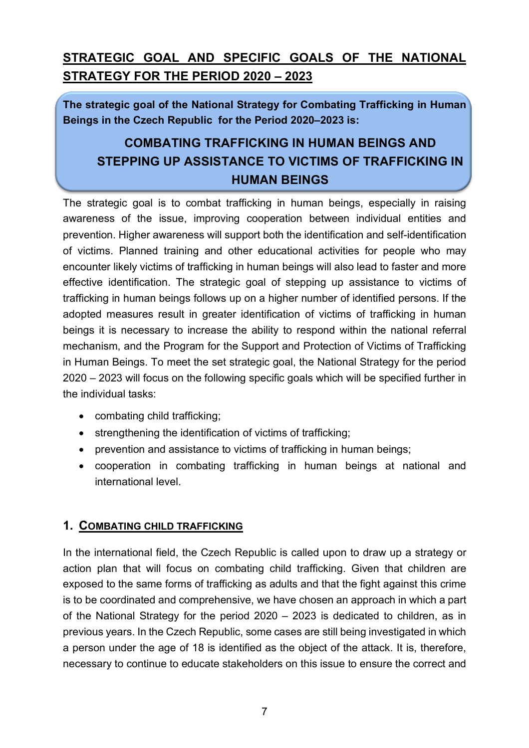## STRATEGIC GOAL AND SPECIFIC GOALS OF THE NATIONAL STRATEGY FOR THE PERIOD 2020 – 2023

**The strategic goal of the National Strategy for Combating Trafficking in Human Beings in the Czech Republic for the Period 2020–2023 is:**

**COMBATING TRAFFICKING IN HUMAN BEINGS AND STEPPING UP ASSISTANCE TO VICTIMS OF TRAFFICKING IN HUMAN BEINGS**

The strategic goal is to combat trafficking in human beings, especially in raising awareness of the issue, improving cooperation between individual entities and prevention. Higher awareness will support both the identification and self-identification of victims. Planned training and other educational activities for people who may encounter likely victims of trafficking in human beings will also lead to faster and more effective identification. The strategic goal of stepping up assistance to victims of trafficking in human beings follows up on a higher number of identified persons. If the adopted measures result in greater identification of victims of trafficking in human beings it is necessary to increase the ability to respond within the national referral mechanism, and the Program for the Support and Protection of Victims of Trafficking in Human Beings. To meet the set strategic goal, the National Strategy for the period 2020 – 2023 will focus on the following specific goals which will be specified further in the individual tasks:

- combating child trafficking;
- strengthening the identification of victims of trafficking;
- prevention and assistance to victims of trafficking in human beings;
- cooperation in combating trafficking in human beings at national and international level.

### 1. COMBATING CHILD TRAFFICKING

In the international field, the Czech Republic is called upon to draw up a strategy or action plan that will focus on combating child trafficking. Given that children are exposed to the same forms of trafficking as adults and that the fight against this crime is to be coordinated and comprehensive, we have chosen an approach in which a part of the National Strategy for the period 2020 – 2023 is dedicated to children, as in previous years. In the Czech Republic, some cases are still being investigated in which a person under the age of 18 is identified as the object of the attack. It is, therefore, necessary to continue to educate stakeholders on this issue to ensure the correct and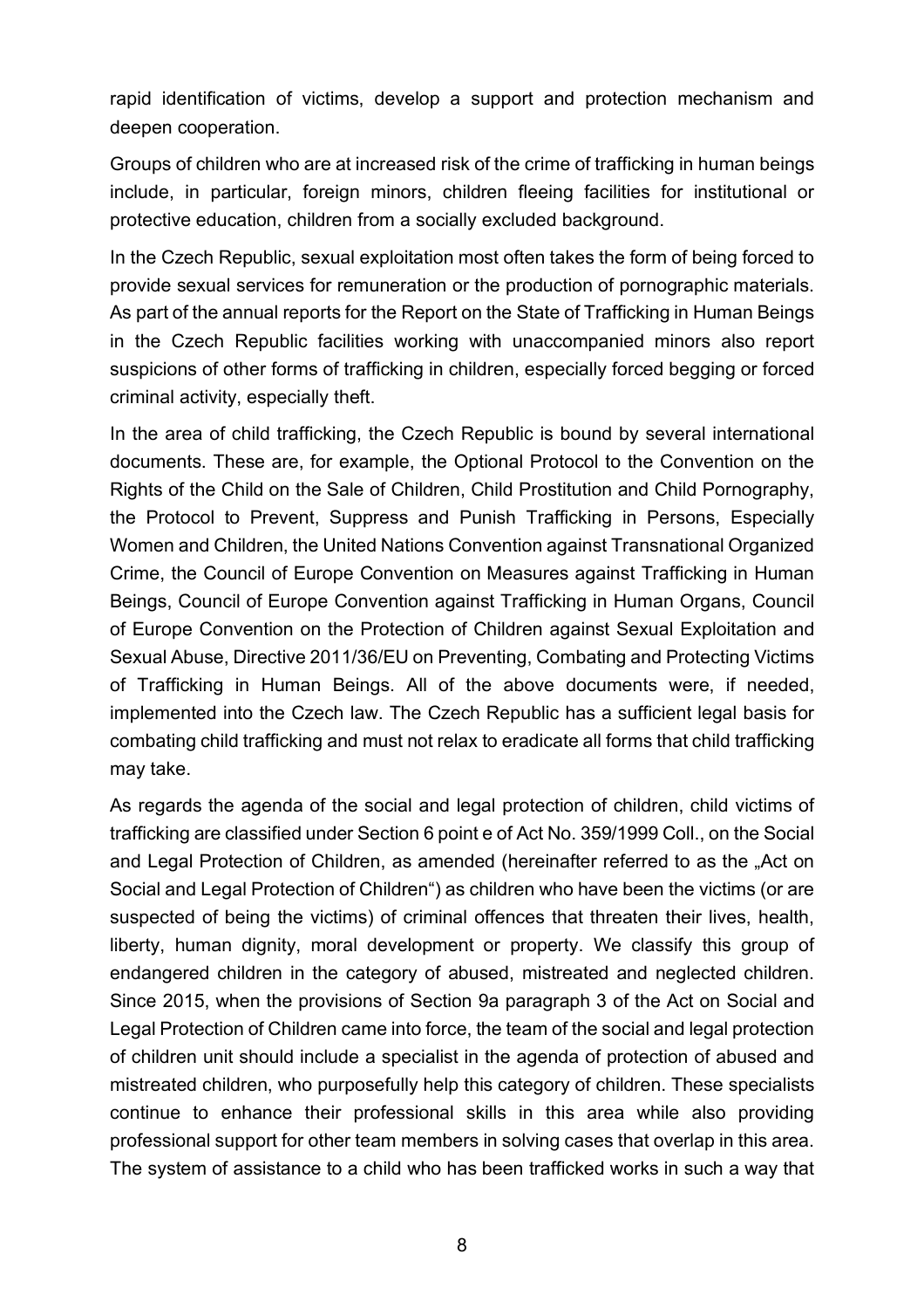rapid identification of victims, develop a support and protection mechanism and deepen cooperation.

Groups of children who are at increased risk of the crime of trafficking in human beings include, in particular, foreign minors, children fleeing facilities for institutional or protective education, children from a socially excluded background.

In the Czech Republic, sexual exploitation most often takes the form of being forced to provide sexual services for remuneration or the production of pornographic materials. As part of the annual reports for the Report on the State of Trafficking in Human Beings in the Czech Republic facilities working with unaccompanied minors also report suspicions of other forms of trafficking in children, especially forced begging or forced criminal activity, especially theft.

In the area of child trafficking, the Czech Republic is bound by several international documents. These are, for example, the Optional Protocol to the Convention on the Rights of the Child on the Sale of Children, Child Prostitution and Child Pornography, the Protocol to Prevent, Suppress and Punish Trafficking in Persons, Especially Women and Children, the United Nations Convention against Transnational Organized Crime, the Council of Europe Convention on Measures against Trafficking in Human Beings, Council of Europe Convention against Trafficking in Human Organs, Council of Europe Convention on the Protection of Children against Sexual Exploitation and Sexual Abuse, Directive 2011/36/EU on Preventing, Combating and Protecting Victims of Trafficking in Human Beings. All of the above documents were, if needed, implemented into the Czech law. The Czech Republic has a sufficient legal basis for combating child trafficking and must not relax to eradicate all forms that child trafficking may take.

As regards the agenda of the social and legal protection of children, child victims of trafficking are classified under Section 6 point e of Act No. 359/1999 Coll., on the Social and Legal Protection of Children, as amended (hereinafter referred to as the „Act on Social and Legal Protection of Children") as children who have been the victims (or are suspected of being the victims) of criminal offences that threaten their lives, health, liberty, human dignity, moral development or property. We classify this group of endangered children in the category of abused, mistreated and neglected children. Since 2015, when the provisions of Section 9a paragraph 3 of the Act on Social and Legal Protection of Children came into force, the team of the social and legal protection of children unit should include a specialist in the agenda of protection of abused and mistreated children, who purposefully help this category of children. These specialists continue to enhance their professional skills in this area while also providing professional support for other team members in solving cases that overlap in this area. The system of assistance to a child who has been trafficked works in such a way that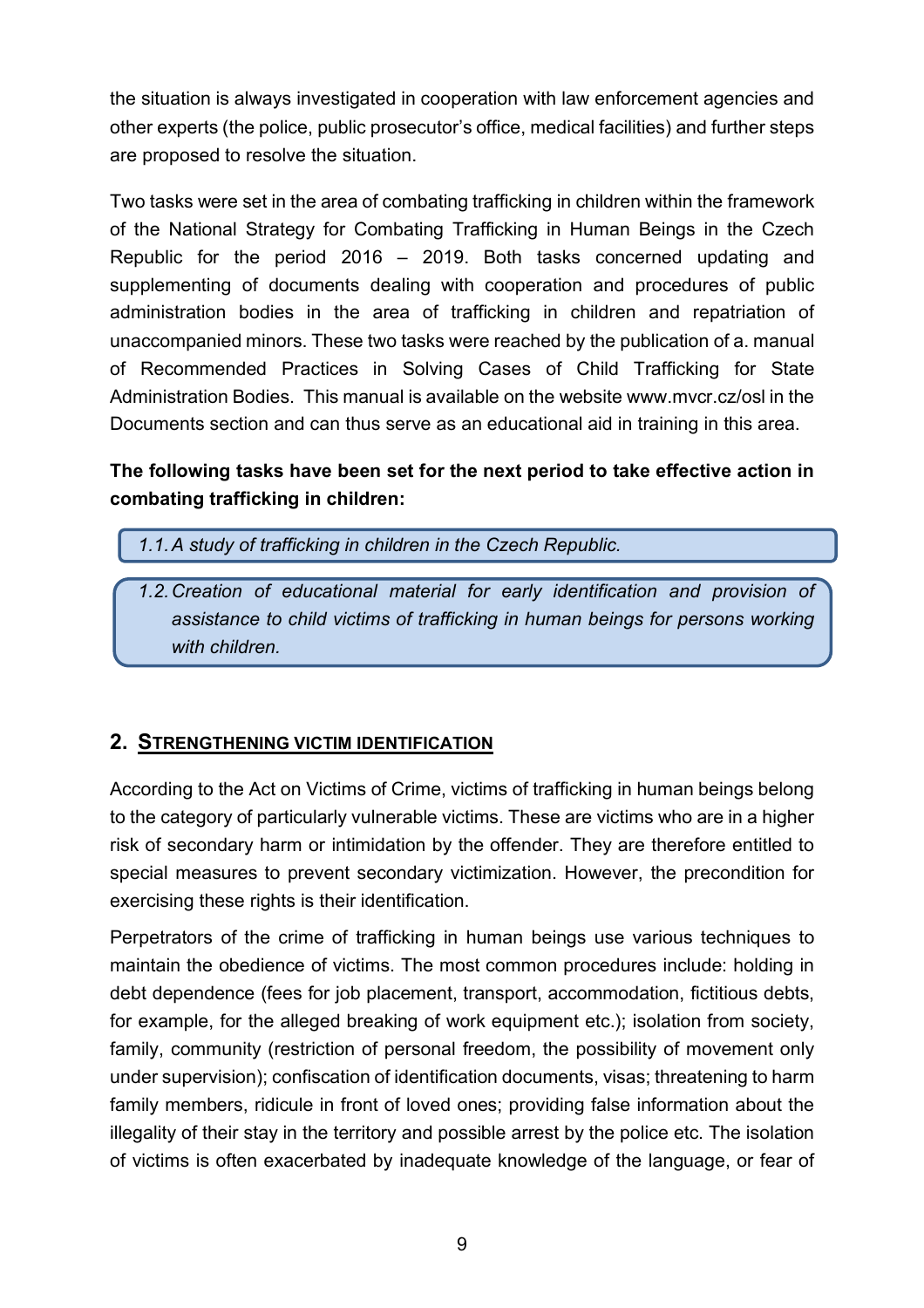the situation is always investigated in cooperation with law enforcement agencies and other experts (the police, public prosecutor's office, medical facilities) and further steps are proposed to resolve the situation.

Two tasks were set in the area of combating trafficking in children within the framework of the National Strategy for Combating Trafficking in Human Beings in the Czech Republic for the period 2016 – 2019. Both tasks concerned updating and supplementing of documents dealing with cooperation and procedures of public administration bodies in the area of trafficking in children and repatriation of unaccompanied minors. These two tasks were reached by the publication of a. manual of Recommended Practices in Solving Cases of Child Trafficking for State Administration Bodies. This manual is available on the website www.mvcr.cz/osl in the Documents section and can thus serve as an educational aid in training in this area.

**The following tasks have been set for the next period to take effective action in combating trafficking in children:**

> *1.1. A study of trafficking in children in the Czech Republic.*

> *1.2. Creation of educational material for early identification and provision of assistance to child victims of trafficking in human beings for persons working with children.*

## 2. Strengthening victim identification

According to the Act on Victims of Crime, victims of trafficking in human beings belong to the category of particularly vulnerable victims. These are victims who are in a higher risk of secondary harm or intimidation by the offender. They are therefore entitled to special measures to prevent secondary victimization. However, the precondition for exercising these rights is their identification.

Perpetrators of the crime of trafficking in human beings use various techniques to maintain the obedience of victims. The most common procedures include: holding in debt dependence (fees for job placement, transport, accommodation, fictitious debts, for example, for the alleged breaking of work equipment etc.); isolation from society, family, community (restriction of personal freedom, the possibility of movement only under supervision); confiscation of identification documents, visas; threatening to harm family members, ridicule in front of loved ones; providing false information about the illegality of their stay in the territory and possible arrest by the police etc. The isolation of victims is often exacerbated by inadequate knowledge of the language, or fear of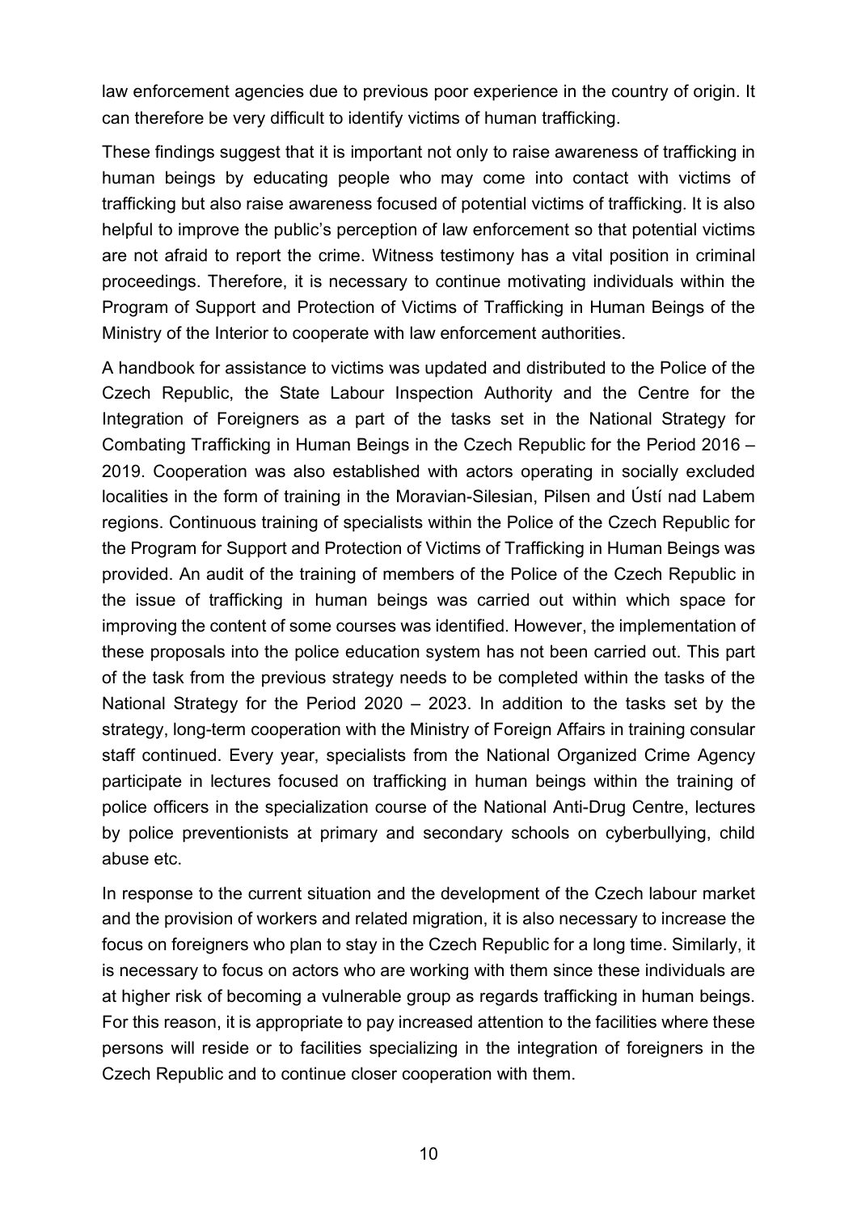law enforcement agencies due to previous poor experience in the country of origin. It can therefore be very difficult to identify victims of human trafficking.

These findings suggest that it is important not only to raise awareness of trafficking in human beings by educating people who may come into contact with victims of trafficking but also raise awareness focused of potential victims of trafficking. It is also helpful to improve the public's perception of law enforcement so that potential victims are not afraid to report the crime. Witness testimony has a vital position in criminal proceedings. Therefore, it is necessary to continue motivating individuals within the Program of Support and Protection of Victims of Trafficking in Human Beings of the Ministry of the Interior to cooperate with law enforcement authorities.

A handbook for assistance to victims was updated and distributed to the Police of the Czech Republic, the State Labour Inspection Authority and the Centre for the Integration of Foreigners as a part of the tasks set in the National Strategy for Combating Trafficking in Human Beings in the Czech Republic for the Period 2016 – 2019. Cooperation was also established with actors operating in socially excluded localities in the form of training in the Moravian-Silesian, Pilsen and Ústí nad Labem regions. Continuous training of specialists within the Police of the Czech Republic for the Program for Support and Protection of Victims of Trafficking in Human Beings was provided. An audit of the training of members of the Police of the Czech Republic in the issue of trafficking in human beings was carried out within which space for improving the content of some courses was identified. However, the implementation of these proposals into the police education system has not been carried out. This part of the task from the previous strategy needs to be completed within the tasks of the National Strategy for the Period 2020 – 2023. In addition to the tasks set by the strategy, long-term cooperation with the Ministry of Foreign Affairs in training consular staff continued. Every year, specialists from the National Organized Crime Agency participate in lectures focused on trafficking in human beings within the training of police officers in the specialization course of the National Anti-Drug Centre, lectures by police preventionists at primary and secondary schools on cyberbullying, child abuse etc.

In response to the current situation and the development of the Czech labour market and the provision of workers and related migration, it is also necessary to increase the focus on foreigners who plan to stay in the Czech Republic for a long time. Similarly, it is necessary to focus on actors who are working with them since these individuals are at higher risk of becoming a vulnerable group as regards trafficking in human beings. For this reason, it is appropriate to pay increased attention to the facilities where these persons will reside or to facilities specializing in the integration of foreigners in the Czech Republic and to continue closer cooperation with them.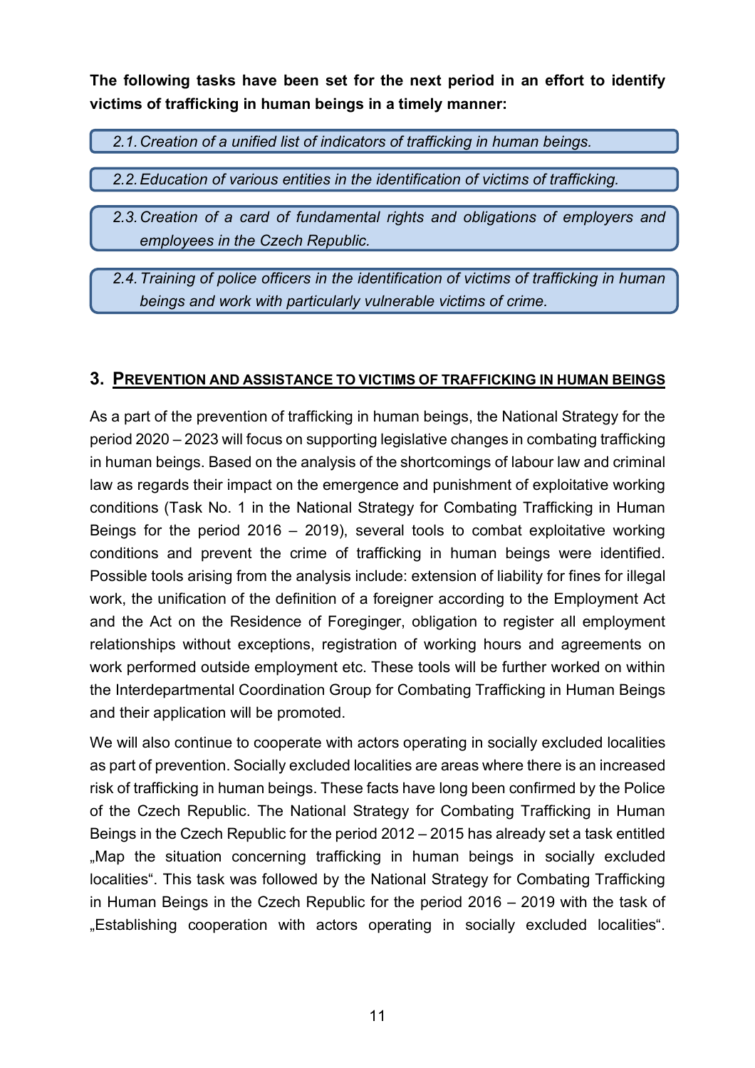**The following tasks have been set for the next period in an effort to identify victims of trafficking in human beings in a timely manner:**

*2.1. Creation of a unified list of indicators of trafficking in human beings.*

*2.2. Education of various entities in the identification of victims of trafficking.*

*2.3. Creation of a card of fundamental rights and obligations of employers and employees in the Czech Republic.*

*2.4. Training of police officers in the identification of victims of trafficking in human beings and work with particularly vulnerable victims of crime.*

## 3. PREVENTION AND ASSISTANCE TO VICTIMS OF TRAFFICKING IN HUMAN BEINGS

As a part of the prevention of trafficking in human beings, the National Strategy for the period 2020 – 2023 will focus on supporting legislative changes in combating trafficking in human beings. Based on the analysis of the shortcomings of labour law and criminal law as regards their impact on the emergence and punishment of exploitative working conditions (Task No. 1 in the National Strategy for Combating Trafficking in Human Beings for the period 2016 – 2019), several tools to combat exploitative working conditions and prevent the crime of trafficking in human beings were identified. Possible tools arising from the analysis include: extension of liability for fines for illegal work, the unification of the definition of a foreigner according to the Employment Act and the Act on the Residence of Foreginger, obligation to register all employment relationships without exceptions, registration of working hours and agreements on work performed outside employment etc. These tools will be further worked on within the Interdepartmental Coordination Group for Combating Trafficking in Human Beings and their application will be promoted.

We will also continue to cooperate with actors operating in socially excluded localities as part of prevention. Socially excluded localities are areas where there is an increased risk of trafficking in human beings. These facts have long been confirmed by the Police of the Czech Republic. The National Strategy for Combating Trafficking in Human Beings in the Czech Republic for the period 2012 – 2015 has already set a task entitled „Map the situation concerning trafficking in human beings in socially excluded localities". This task was followed by the National Strategy for Combating Trafficking in Human Beings in the Czech Republic for the period 2016 – 2019 with the task of „Establishing cooperation with actors operating in socially excluded localities".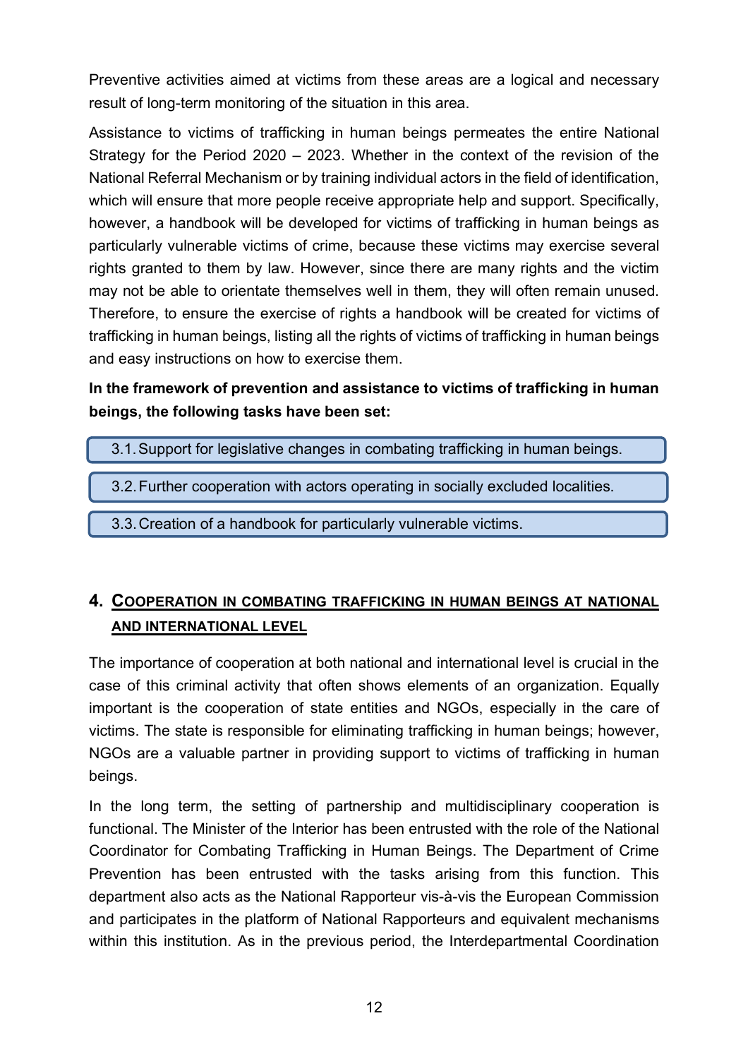Preventive activities aimed at victims from these areas are a logical and necessary result of long-term monitoring of the situation in this area.

Assistance to victims of trafficking in human beings permeates the entire National Strategy for the Period 2020 – 2023. Whether in the context of the revision of the National Referral Mechanism or by training individual actors in the field of identification, which will ensure that more people receive appropriate help and support. Specifically, however, a handbook will be developed for victims of trafficking in human beings as particularly vulnerable victims of crime, because these victims may exercise several rights granted to them by law. However, since there are many rights and the victim may not be able to orientate themselves well in them, they will often remain unused. Therefore, to ensure the exercise of rights a handbook will be created for victims of trafficking in human beings, listing all the rights of victims of trafficking in human beings and easy instructions on how to exercise them.

**In the framework of prevention and assistance to victims of trafficking in human beings, the following tasks have been set:**

3.1. Support for legislative changes in combating trafficking in human beings.

3.2. Further cooperation with actors operating in socially excluded localities.

3.3. Creation of a handbook for particularly vulnerable victims.

## 4. COOPERATION IN COMBATING TRAFFICKING IN HUMAN BEINGS AT NATIONAL AND INTERNATIONAL LEVEL

The importance of cooperation at both national and international level is crucial in the case of this criminal activity that often shows elements of an organization. Equally important is the cooperation of state entities and NGOs, especially in the care of victims. The state is responsible for eliminating trafficking in human beings; however, NGOs are a valuable partner in providing support to victims of trafficking in human beings.

In the long term, the setting of partnership and multidisciplinary cooperation is functional. The Minister of the Interior has been entrusted with the role of the National Coordinator for Combating Trafficking in Human Beings. The Department of Crime Prevention has been entrusted with the tasks arising from this function. This department also acts as the National Rapporteur vis-à-vis the European Commission and participates in the platform of National Rapporteurs and equivalent mechanisms within this institution. As in the previous period, the Interdepartmental Coordination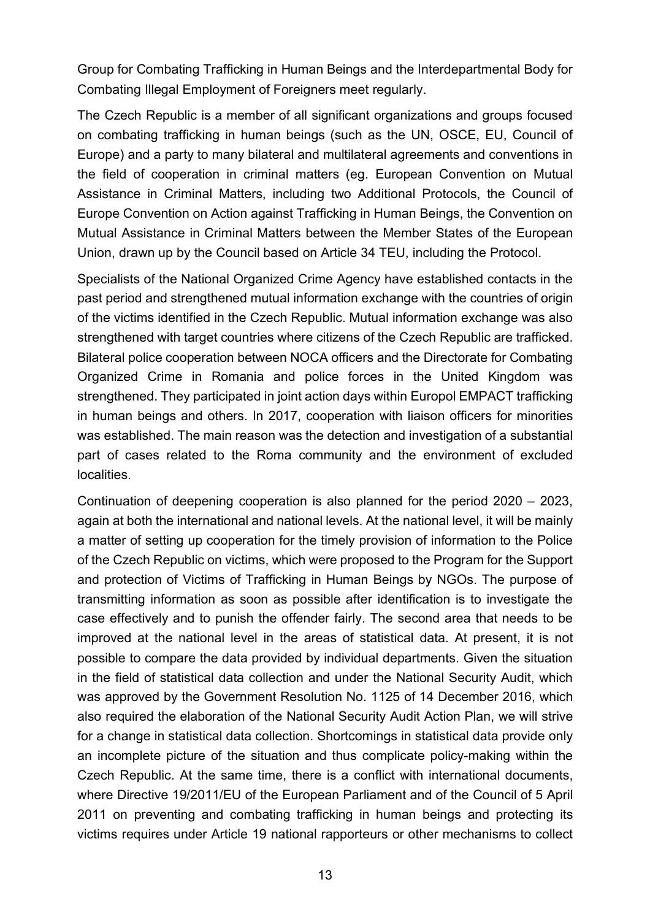Group for Combating Trafficking in Human Beings and the Interdepartmental Body for Combating Illegal Employment of Foreigners meet regularly.

The Czech Republic is a member of all significant organizations and groups focused on combating trafficking in human beings (such as the UN, OSCE, EU, Council of Europe) and a party to many bilateral and multilateral agreements and conventions in the field of cooperation in criminal matters (eg. European Convention on Mutual Assistance in Criminal Matters, including two Additional Protocols, the Council of Europe Convention on Action against Trafficking in Human Beings, the Convention on Mutual Assistance in Criminal Matters between the Member States of the European Union, drawn up by the Council based on Article 34 TEU, including the Protocol.

Specialists of the National Organized Crime Agency have established contacts in the past period and strengthened mutual information exchange with the countries of origin of the victims identified in the Czech Republic. Mutual information exchange was also strengthened with target countries where citizens of the Czech Republic are trafficked. Bilateral police cooperation between NOCA officers and the Directorate for Combating Organized Crime in Romania and police forces in the United Kingdom was strengthened. They participated in joint action days within Europol EMPACT trafficking in human beings and others. In 2017, cooperation with liaison officers for minorities was established. The main reason was the detection and investigation of a substantial part of cases related to the Roma community and the environment of excluded localities.

Continuation of deepening cooperation is also planned for the period 2020 – 2023, again at both the international and national levels. At the national level, it will be mainly a matter of setting up cooperation for the timely provision of information to the Police of the Czech Republic on victims, which were proposed to the Program for the Support and protection of Victims of Trafficking in Human Beings by NGOs. The purpose of transmitting information as soon as possible after identification is to investigate the case effectively and to punish the offender fairly. The second area that needs to be improved at the national level in the areas of statistical data. At present, it is not possible to compare the data provided by individual departments. Given the situation in the field of statistical data collection and under the National Security Audit, which was approved by the Government Resolution No. 1125 of 14 December 2016, which also required the elaboration of the National Security Audit Action Plan, we will strive for a change in statistical data collection. Shortcomings in statistical data provide only an incomplete picture of the situation and thus complicate policy-making within the Czech Republic. At the same time, there is a conflict with international documents, where Directive 19/2011/EU of the European Parliament and of the Council of 5 April 2011 on preventing and combating trafficking in human beings and protecting its victims requires under Article 19 national rapporteurs or other mechanisms to collect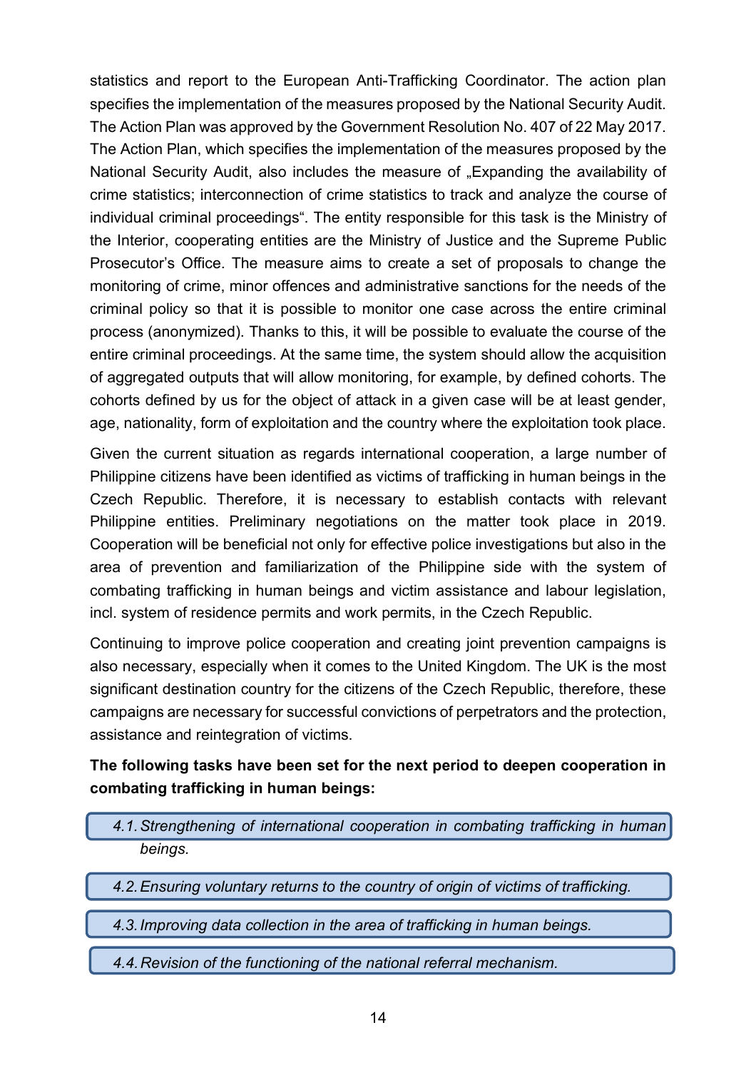statistics and report to the European Anti-Trafficking Coordinator. The action plan specifies the implementation of the measures proposed by the National Security Audit. The Action Plan was approved by the Government Resolution No. 407 of 22 May 2017. The Action Plan, which specifies the implementation of the measures proposed by the National Security Audit, also includes the measure of „Expanding the availability of crime statistics; interconnection of crime statistics to track and analyze the course of individual criminal proceedings“. The entity responsible for this task is the Ministry of the Interior, cooperating entities are the Ministry of Justice and the Supreme Public Prosecutor's Office. The measure aims to create a set of proposals to change the monitoring of crime, minor offences and administrative sanctions for the needs of the criminal policy so that it is possible to monitor one case across the entire criminal process (anonymized). Thanks to this, it will be possible to evaluate the course of the entire criminal proceedings. At the same time, the system should allow the acquisition of aggregated outputs that will allow monitoring, for example, by defined cohorts. The cohorts defined by us for the object of attack in a given case will be at least gender, age, nationality, form of exploitation and the country where the exploitation took place.

Given the current situation as regards international cooperation, a large number of Philippine citizens have been identified as victims of trafficking in human beings in the Czech Republic. Therefore, it is necessary to establish contacts with relevant Philippine entities. Preliminary negotiations on the matter took place in 2019. Cooperation will be beneficial not only for effective police investigations but also in the area of prevention and familiarization of the Philippine side with the system of combating trafficking in human beings and victim assistance and labour legislation, incl. system of residence permits and work permits, in the Czech Republic.

Continuing to improve police cooperation and creating joint prevention campaigns is also necessary, especially when it comes to the United Kingdom. The UK is the most significant destination country for the citizens of the Czech Republic, therefore, these campaigns are necessary for successful convictions of perpetrators and the protection, assistance and reintegration of victims.

**The following tasks have been set for the next period to deepen cooperation in combating trafficking in human beings:**

*4.1. Strengthening of international cooperation in combating trafficking in human beings.*

*4.2. Ensuring voluntary returns to the country of origin of victims of trafficking.*

*4.3. Improving data collection in the area of trafficking in human beings.*

*4.4. Revision of the functioning of the national referral mechanism.*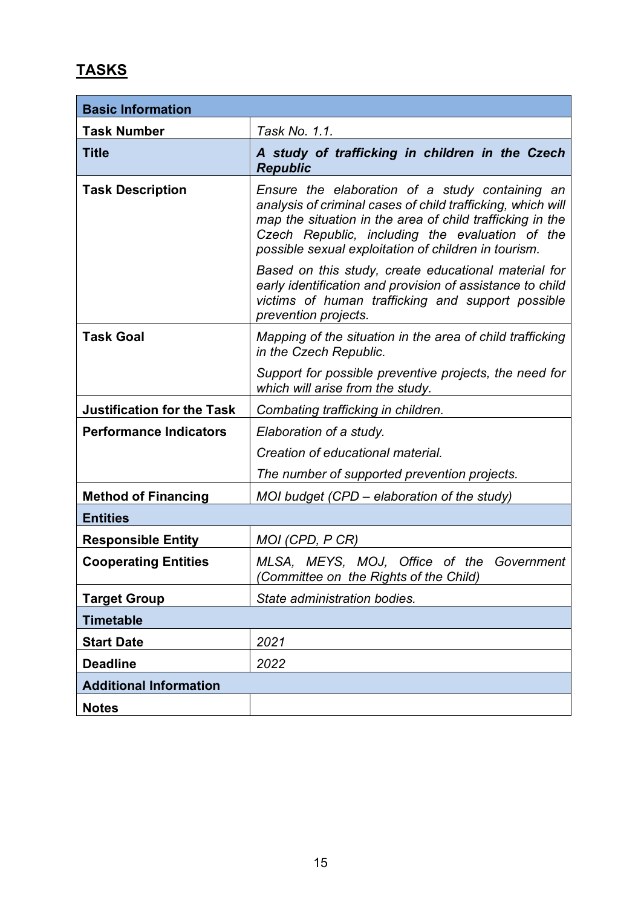## TASKS

| Basic Information | |
|---|---|
| **Task Number** | *Task No. 1.1.* |
| **Title** | ***A study of trafficking in children in the Czech Republic*** |
| **Task Description** | *Ensure the elaboration of a study containing an analysis of criminal cases of child trafficking, which will map the situation in the area of child trafficking in the Czech Republic, including the evaluation of the possible sexual exploitation of children in tourism.*<br><br>*Based on this study, create educational material for early identification and provision of assistance to child victims of human trafficking and support possible prevention projects.* |
| **Task Goal** | *Mapping of the situation in the area of child trafficking in the Czech Republic.*<br><br>*Support for possible preventive projects, the need for which will arise from the study.* |
| **Justification for the Task** | *Combating trafficking in children.* |
| **Performance Indicators** | *Elaboration of a study.*<br><br>*Creation of educational material.*<br><br>*The number of supported prevention projects.* |
| **Method of Financing** | *MOI budget (CPD – elaboration of the study)* |
| **Entities** | |
| **Responsible Entity** | *MOI (CPD, P CR)* |
| **Cooperating Entities** | *MLSA, MEYS, MOJ, Office of the Government (Committee on the Rights of the Child)* |
| **Target Group** | *State administration bodies.* |
| **Timetable** | |
| **Start Date** | *2021* |
| **Deadline** | *2022* |
| **Additional Information** | |
| **Notes** | |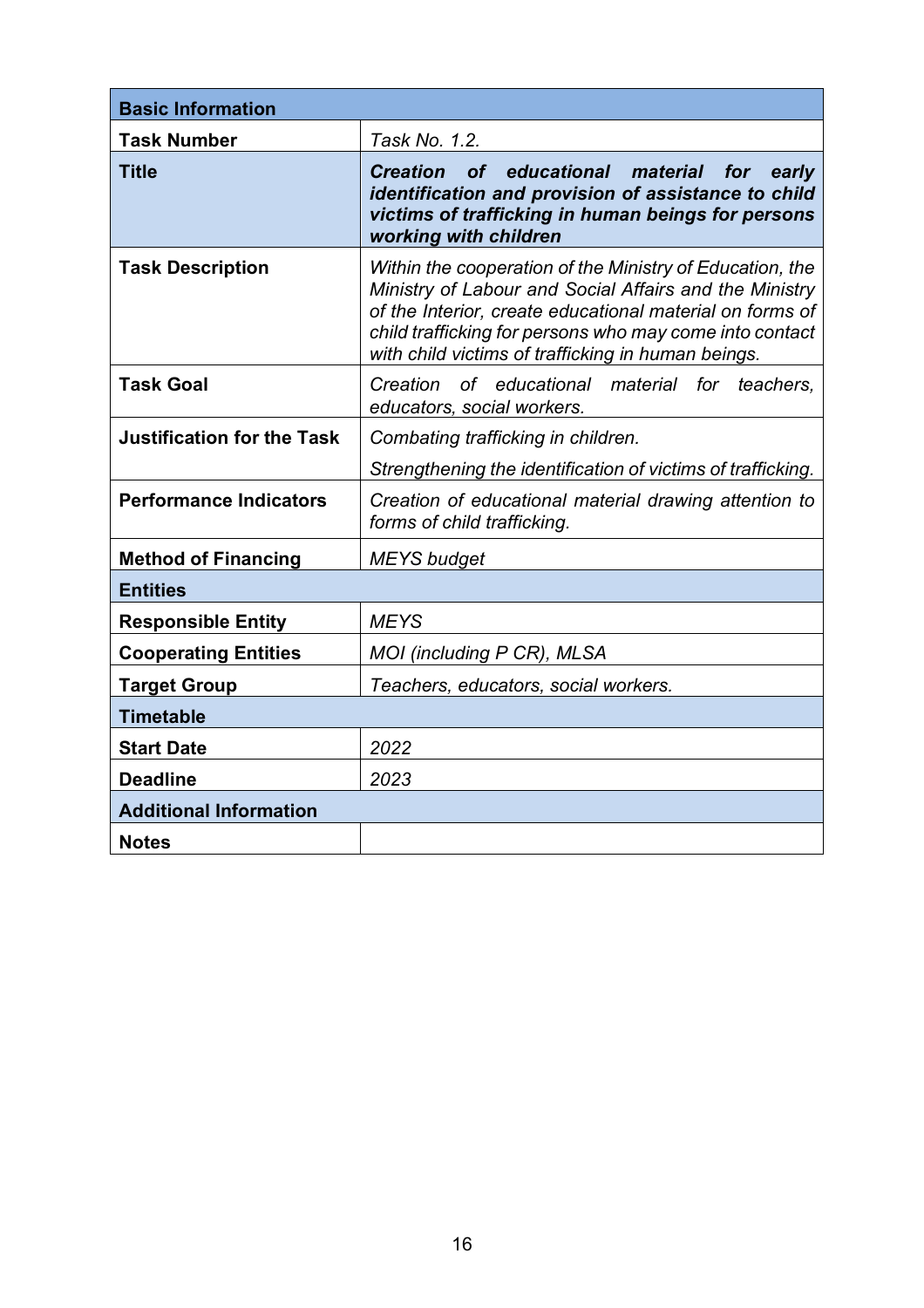| Basic Information | |
|---|---|
| **Task Number** | *Task No. 1.2.* |
| **Title** | ***Creation of educational material for early identification and provision of assistance to child victims of trafficking in human beings for persons working with children*** |
| **Task Description** | *Within the cooperation of the Ministry of Education, the Ministry of Labour and Social Affairs and the Ministry of the Interior, create educational material on forms of child trafficking for persons who may come into contact with child victims of trafficking in human beings.* |
| **Task Goal** | *Creation of educational material for teachers, educators, social workers.* |
| **Justification for the Task** | *Combating trafficking in children.*<br>*Strengthening the identification of victims of trafficking.* |
| **Performance Indicators** | *Creation of educational material drawing attention to forms of child trafficking.* |
| **Method of Financing** | *MEYS budget* |
| **Entities** | |
| **Responsible Entity** | *MEYS* |
| **Cooperating Entities** | *MOI (including P CR), MLSA* |
| **Target Group** | *Teachers, educators, social workers.* |
| **Timetable** | |
| **Start Date** | *2022* |
| **Deadline** | *2023* |
| **Additional Information** | |
| **Notes** | |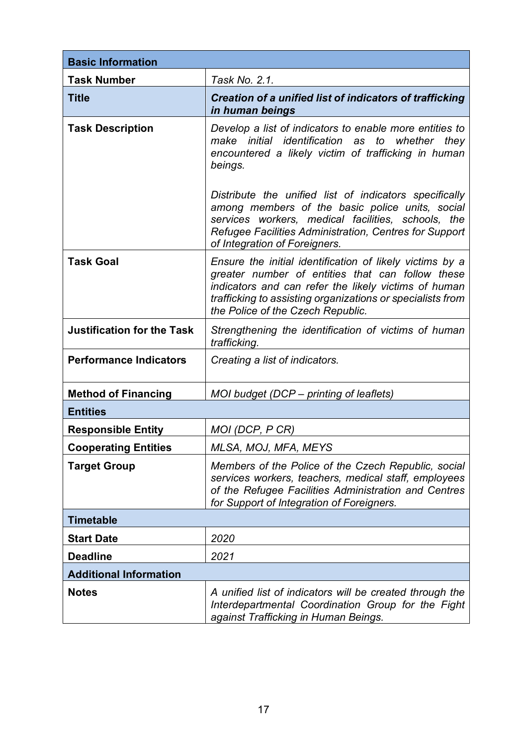| Basic Information | |
|---|---|
| **Task Number** | *Task No. 2.1.* |
| **Title** | ***Creation of a unified list of indicators of trafficking in human beings*** |
| **Task Description** | *Develop a list of indicators to enable more entities to make initial identification as to whether they encountered a likely victim of trafficking in human beings.*<br><br>*Distribute the unified list of indicators specifically among members of the basic police units, social services workers, medical facilities, schools, the Refugee Facilities Administration, Centres for Support of Integration of Foreigners.* |
| **Task Goal** | *Ensure the initial identification of likely victims by a greater number of entities that can follow these indicators and can refer the likely victims of human trafficking to assisting organizations or specialists from the Police of the Czech Republic.* |
| **Justification for the Task** | *Strengthening the identification of victims of human trafficking.* |
| **Performance Indicators** | *Creating a list of indicators.* |
| **Method of Financing** | *MOI budget (DCP – printing of leaflets)* |
| **Entities** | |
| **Responsible Entity** | *MOI (DCP, P CR)* |
| **Cooperating Entities** | *MLSA, MOJ, MFA, MEYS* |
| **Target Group** | *Members of the Police of the Czech Republic, social services workers, teachers, medical staff, employees of the Refugee Facilities Administration and Centres for Support of Integration of Foreigners.* |
| **Timetable** | |
| **Start Date** | *2020* |
| **Deadline** | *2021* |
| **Additional Information** | |
| **Notes** | *A unified list of indicators will be created through the Interdepartmental Coordination Group for the Fight against Trafficking in Human Beings.* |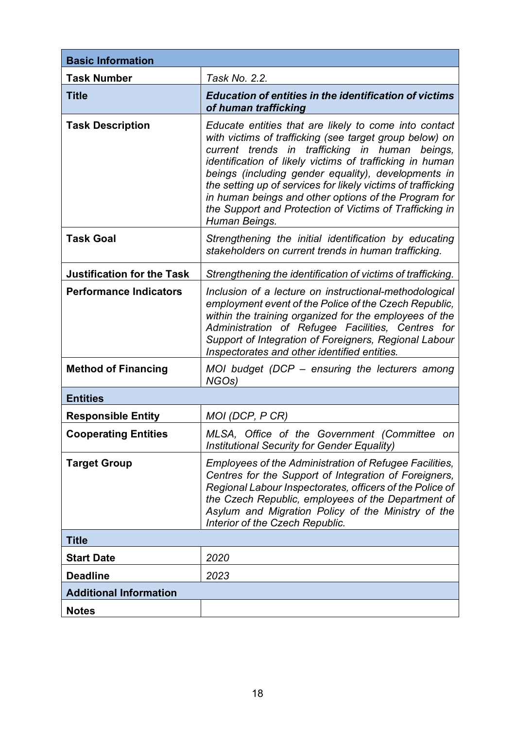| Basic Information | |
|---|---|
| **Task Number** | *Task No. 2.2.* |
| **Title** | ***Education of entities in the identification of victims of human trafficking*** |
| **Task Description** | *Educate entities that are likely to come into contact with victims of trafficking (see target group below) on current trends in trafficking in human beings, identification of likely victims of trafficking in human beings (including gender equality), developments in the setting up of services for likely victims of trafficking in human beings and other options of the Program for the Support and Protection of Victims of Trafficking in Human Beings.* |
| **Task Goal** | *Strengthening the initial identification by educating stakeholders on current trends in human trafficking.* |
| **Justification for the Task** | *Strengthening the identification of victims of trafficking.* |
| **Performance Indicators** | *Inclusion of a lecture on instructional-methodological employment event of the Police of the Czech Republic, within the training organized for the employees of the Administration of Refugee Facilities, Centres for Support of Integration of Foreigners, Regional Labour Inspectorates and other identified entities.* |
| **Method of Financing** | *MOI budget (DCP – ensuring the lecturers among NGOs)* |
| **Entities** | |
| **Responsible Entity** | *MOI (DCP, P CR)* |
| **Cooperating Entities** | *MLSA, Office of the Government (Committee on Institutional Security for Gender Equality)* |
| **Target Group** | *Employees of the Administration of Refugee Facilities, Centres for the Support of Integration of Foreigners, Regional Labour Inspectorates, officers of the Police of the Czech Republic, employees of the Department of Asylum and Migration Policy of the Ministry of the Interior of the Czech Republic.* |
| **Title** | |
| **Start Date** | *2020* |
| **Deadline** | *2023* |
| **Additional Information** | |
| **Notes** | |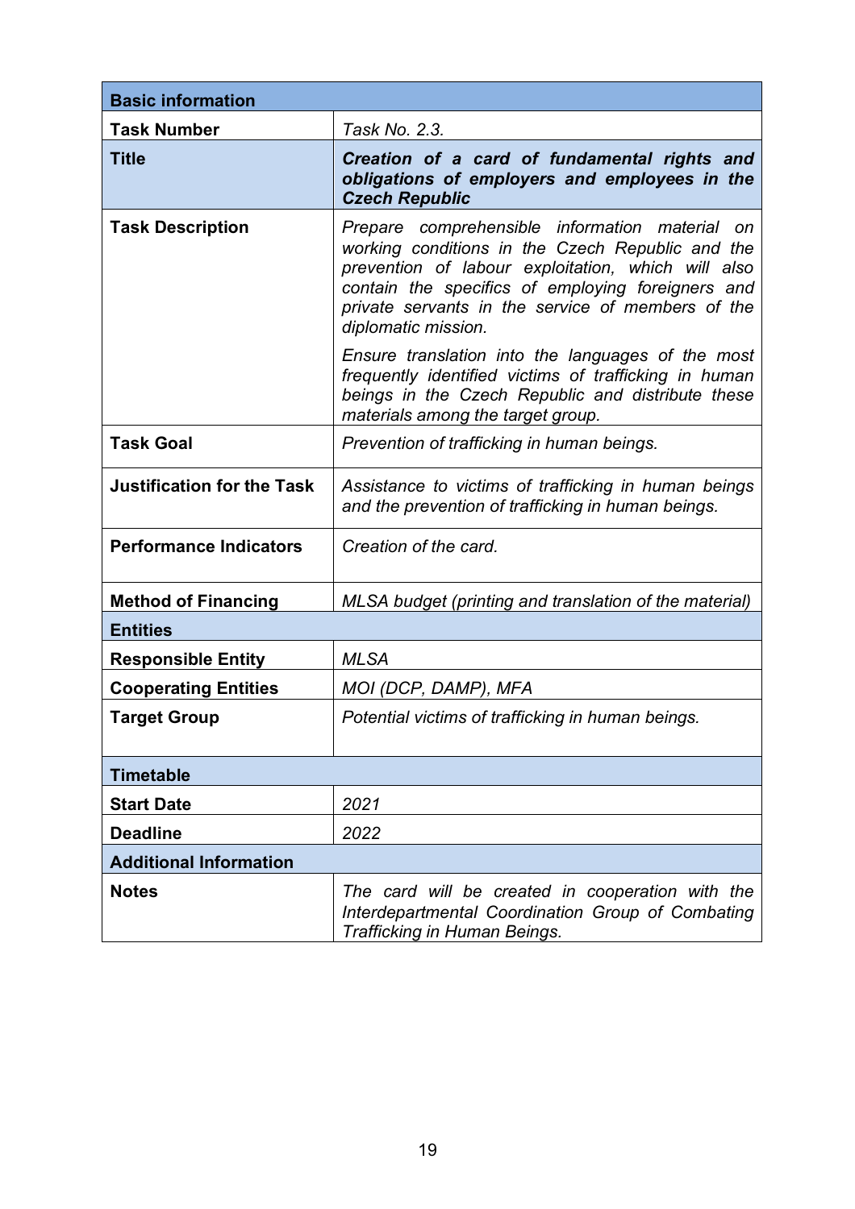| Basic information | |
|---|---|
| **Task Number** | *Task No. 2.3.* |
| **Title** | ***Creation of a card of fundamental rights and obligations of employers and employees in the Czech Republic*** |
| **Task Description** | *Prepare comprehensible information material on working conditions in the Czech Republic and the prevention of labour exploitation, which will also contain the specifics of employing foreigners and private servants in the service of members of the diplomatic mission.*<br><br>*Ensure translation into the languages of the most frequently identified victims of trafficking in human beings in the Czech Republic and distribute these materials among the target group.* |
| **Task Goal** | *Prevention of trafficking in human beings.* |
| **Justification for the Task** | *Assistance to victims of trafficking in human beings and the prevention of trafficking in human beings.* |
| **Performance Indicators** | *Creation of the card.* |
| **Method of Financing** | *MLSA budget (printing and translation of the material)* |
| **Entities** | |
| **Responsible Entity** | *MLSA* |
| **Cooperating Entities** | *MOI (DCP, DAMP), MFA* |
| **Target Group** | *Potential victims of trafficking in human beings.* |
| **Timetable** | |
| **Start Date** | *2021* |
| **Deadline** | *2022* |
| **Additional Information** | |
| **Notes** | *The card will be created in cooperation with the Interdepartmental Coordination Group of Combating Trafficking in Human Beings.* |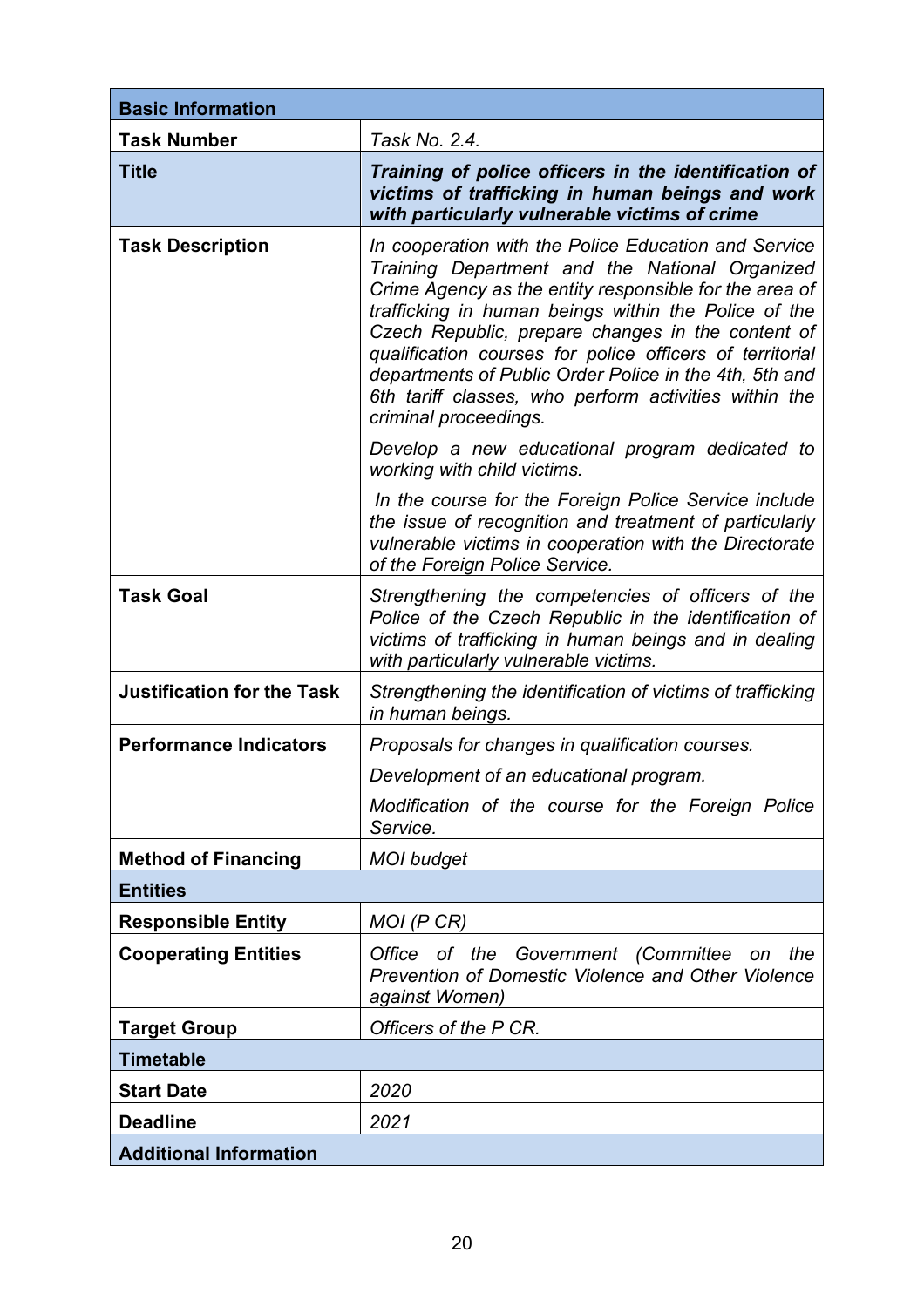| Basic Information | |
|---|---|
| **Task Number** | *Task No. 2.4.* |
| **Title** | ***Training of police officers in the identification of victims of trafficking in human beings and work with particularly vulnerable victims of crime*** |
| **Task Description** | *In cooperation with the Police Education and Service Training Department and the National Organized Crime Agency as the entity responsible for the area of trafficking in human beings within the Police of the Czech Republic, prepare changes in the content of qualification courses for police officers of territorial departments of Public Order Police in the 4th, 5th and 6th tariff classes, who perform activities within the criminal proceedings.*<br><br>*Develop a new educational program dedicated to working with child victims.*<br><br>*In the course for the Foreign Police Service include the issue of recognition and treatment of particularly vulnerable victims in cooperation with the Directorate of the Foreign Police Service.* |
| **Task Goal** | *Strengthening the competencies of officers of the Police of the Czech Republic in the identification of victims of trafficking in human beings and in dealing with particularly vulnerable victims.* |
| **Justification for the Task** | *Strengthening the identification of victims of trafficking in human beings.* |
| **Performance Indicators** | *Proposals for changes in qualification courses.*<br><br>*Development of an educational program.*<br><br>*Modification of the course for the Foreign Police Service.* |
| **Method of Financing** | *MOI budget* |
| **Entities** | |
| **Responsible Entity** | *MOI (P CR)* |
| **Cooperating Entities** | *Office of the Government (Committee on the Prevention of Domestic Violence and Other Violence against Women)* |
| **Target Group** | *Officers of the P CR.* |
| **Timetable** | |
| **Start Date** | *2020* |
| **Deadline** | *2021* |
| **Additional Information** | |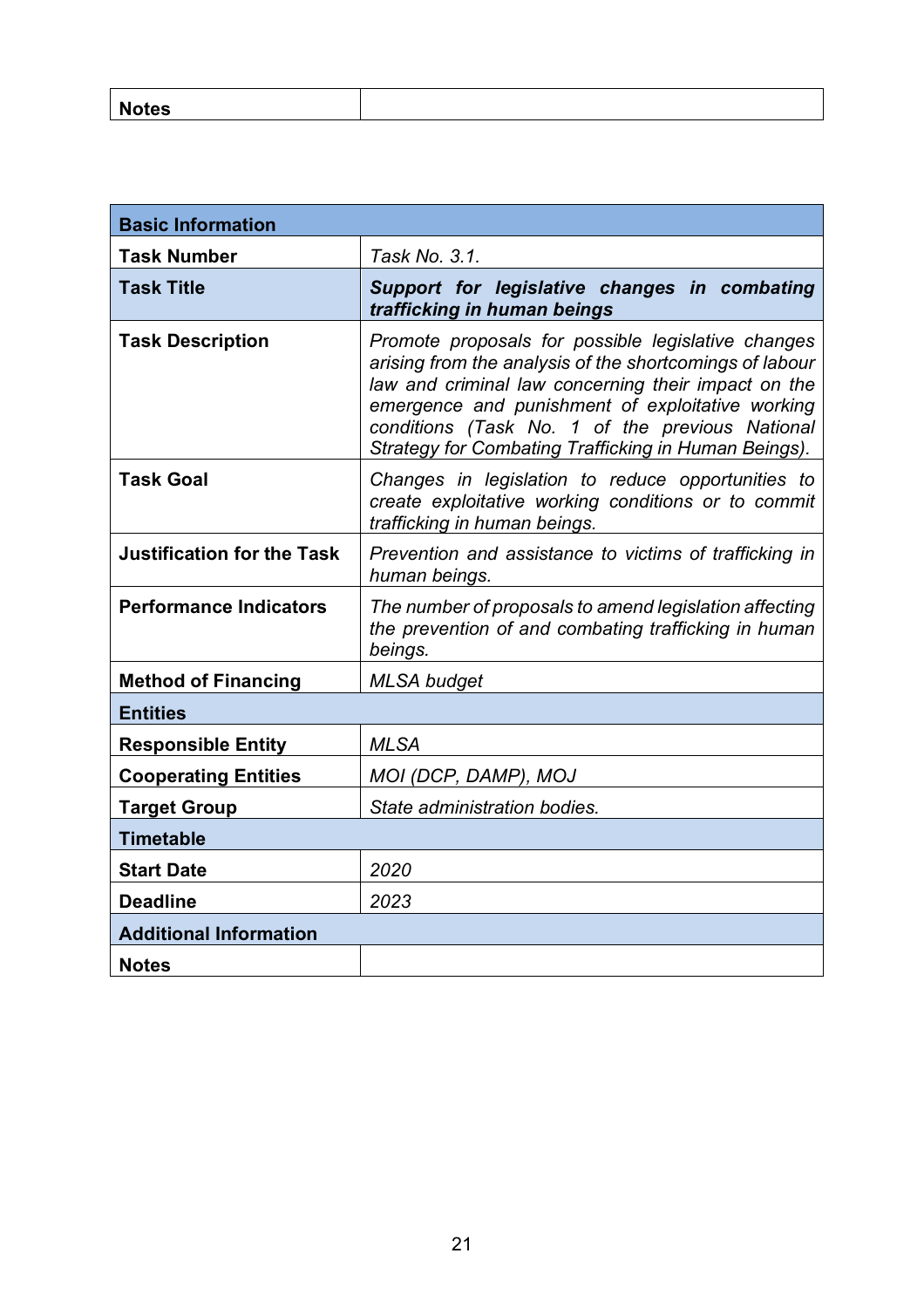| Notes | |
|---|---|

| Basic Information | |
|---|---|
| **Task Number** | *Task No. 3.1.* |
| **Task Title** | ***Support for legislative changes in combating trafficking in human beings*** |
| **Task Description** | *Promote proposals for possible legislative changes arising from the analysis of the shortcomings of labour law and criminal law concerning their impact on the emergence and punishment of exploitative working conditions (Task No. 1 of the previous National Strategy for Combating Trafficking in Human Beings).* |
| **Task Goal** | *Changes in legislation to reduce opportunities to create exploitative working conditions or to commit trafficking in human beings.* |
| **Justification for the Task** | *Prevention and assistance to victims of trafficking in human beings.* |
| **Performance Indicators** | *The number of proposals to amend legislation affecting the prevention of and combating trafficking in human beings.* |
| **Method of Financing** | *MLSA budget* |
| **Entities** | |
| **Responsible Entity** | *MLSA* |
| **Cooperating Entities** | *MOI (DCP, DAMP), MOJ* |
| **Target Group** | *State administration bodies.* |
| **Timetable** | |
| **Start Date** | *2020* |
| **Deadline** | *2023* |
| **Additional Information** | |
| **Notes** | |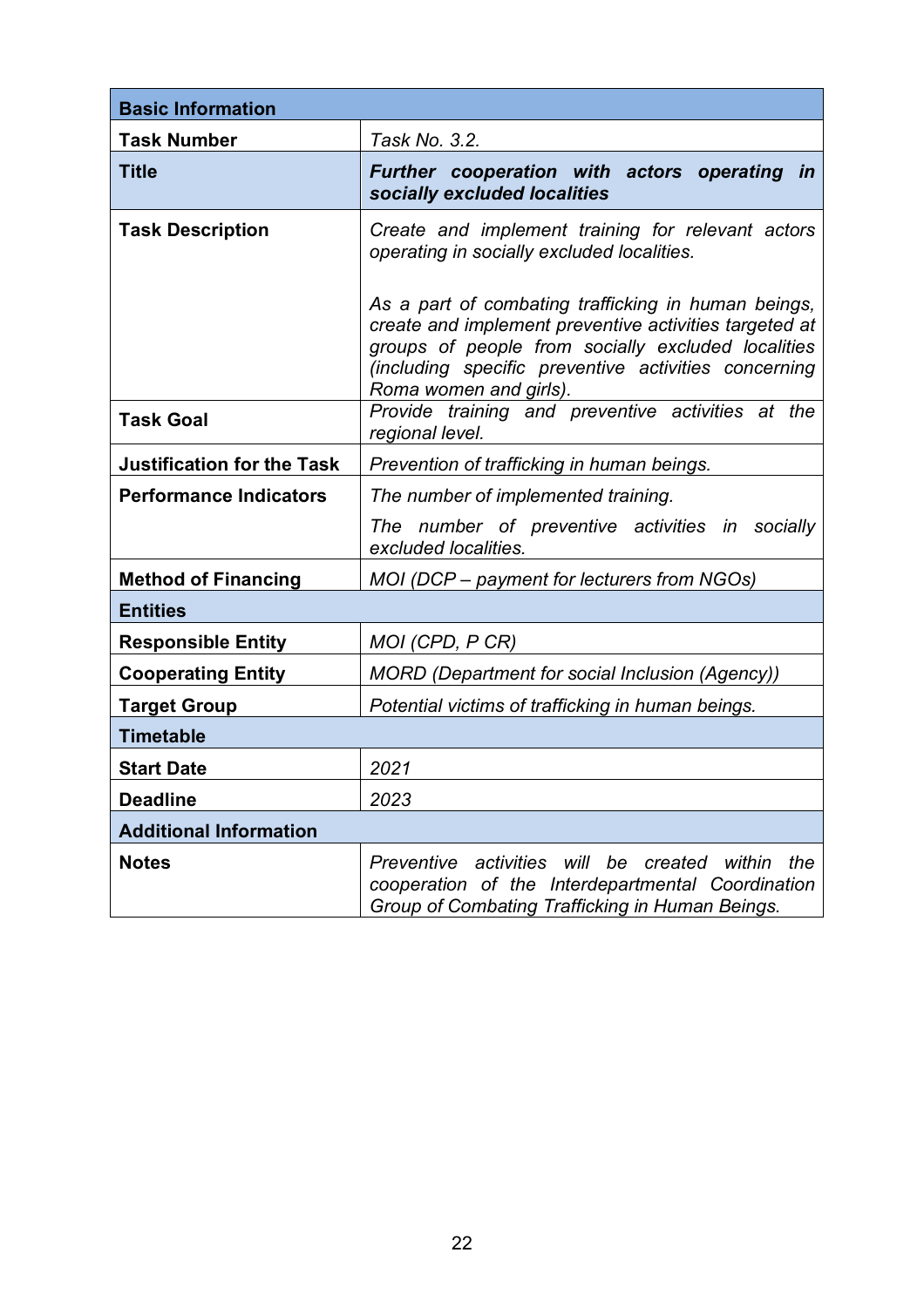| **Basic Information** | |
|---|---|
| **Task Number** | *Task No. 3.2.* |
| **Title** | ***Further cooperation with actors operating in socially excluded localities*** |
| **Task Description** | *Create and implement training for relevant actors operating in socially excluded localities.*<br><br>*As a part of combating trafficking in human beings, create and implement preventive activities targeted at groups of people from socially excluded localities (including specific preventive activities concerning Roma women and girls).* |
| **Task Goal** | *Provide training and preventive activities at the regional level.* |
| **Justification for the Task** | *Prevention of trafficking in human beings.* |
| **Performance Indicators** | *The number of implemented training.*<br>*The number of preventive activities in socially excluded localities.* |
| **Method of Financing** | *MOI (DCP – payment for lecturers from NGOs)* |
| **Entities** | |
| **Responsible Entity** | *MOI (CPD, P CR)* |
| **Cooperating Entity** | *MORD (Department for social Inclusion (Agency))* |
| **Target Group** | *Potential victims of trafficking in human beings.* |
| **Timetable** | |
| **Start Date** | *2021* |
| **Deadline** | *2023* |
| **Additional Information** | |
| **Notes** | *Preventive activities will be created within the cooperation of the Interdepartmental Coordination Group of Combating Trafficking in Human Beings.* |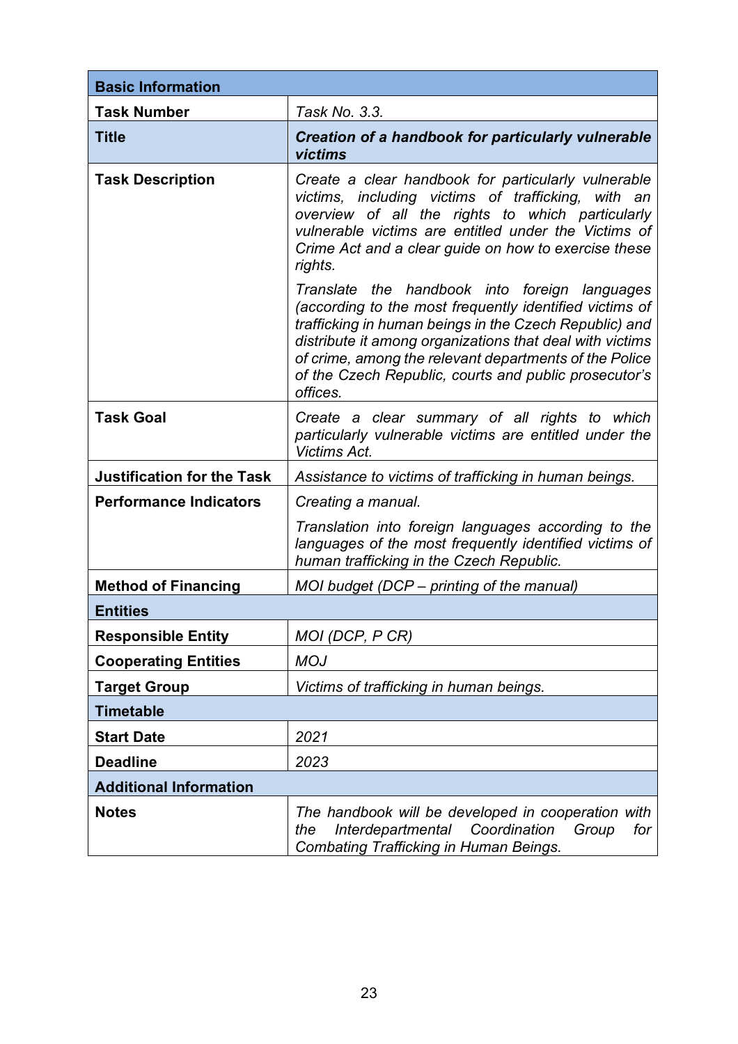| Basic Information | |
|---|---|
| **Task Number** | *Task No. 3.3.* |
| **Title** | ***Creation of a handbook for particularly vulnerable victims*** |
| **Task Description** | *Create a clear handbook for particularly vulnerable victims, including victims of trafficking, with an overview of all the rights to which particularly vulnerable victims are entitled under the Victims of Crime Act and a clear guide on how to exercise these rights.*<br><br>*Translate the handbook into foreign languages (according to the most frequently identified victims of trafficking in human beings in the Czech Republic) and distribute it among organizations that deal with victims of crime, among the relevant departments of the Police of the Czech Republic, courts and public prosecutor's offices.* |
| **Task Goal** | *Create a clear summary of all rights to which particularly vulnerable victims are entitled under the Victims Act.* |
| **Justification for the Task** | *Assistance to victims of trafficking in human beings.* |
| **Performance Indicators** | *Creating a manual.*<br><br>*Translation into foreign languages according to the languages of the most frequently identified victims of human trafficking in the Czech Republic.* |
| **Method of Financing** | *MOI budget (DCP – printing of the manual)* |
| **Entities** | |
| **Responsible Entity** | *MOI (DCP, P CR)* |
| **Cooperating Entities** | *MOJ* |
| **Target Group** | *Victims of trafficking in human beings.* |
| **Timetable** | |
| **Start Date** | *2021* |
| **Deadline** | *2023* |
| **Additional Information** | |
| **Notes** | *The handbook will be developed in cooperation with the Interdepartmental Coordination Group for Combating Trafficking in Human Beings.* |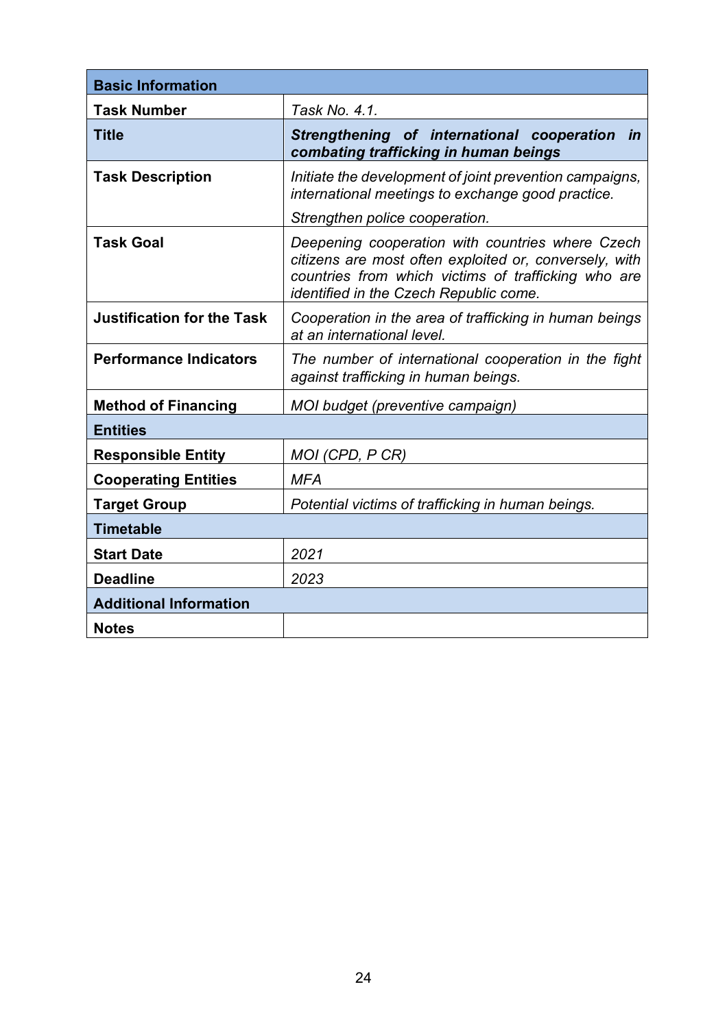| Basic Information | |
|---|---|
| **Task Number** | *Task No. 4.1.* |
| **Title** | ***Strengthening of international cooperation in combating trafficking in human beings*** |
| **Task Description** | *Initiate the development of joint prevention campaigns, international meetings to exchange good practice.* *Strengthen police cooperation.* |
| **Task Goal** | *Deepening cooperation with countries where Czech citizens are most often exploited or, conversely, with countries from which victims of trafficking who are identified in the Czech Republic come.* |
| **Justification for the Task** | *Cooperation in the area of trafficking in human beings at an international level.* |
| **Performance Indicators** | *The number of international cooperation in the fight against trafficking in human beings.* |
| **Method of Financing** | *MOI budget (preventive campaign)* |
| **Entities** | |
| **Responsible Entity** | *MOI (CPD, P CR)* |
| **Cooperating Entities** | *MFA* |
| **Target Group** | *Potential victims of trafficking in human beings.* |
| **Timetable** | |
| **Start Date** | *2021* |
| **Deadline** | *2023* |
| **Additional Information** | |
| **Notes** | |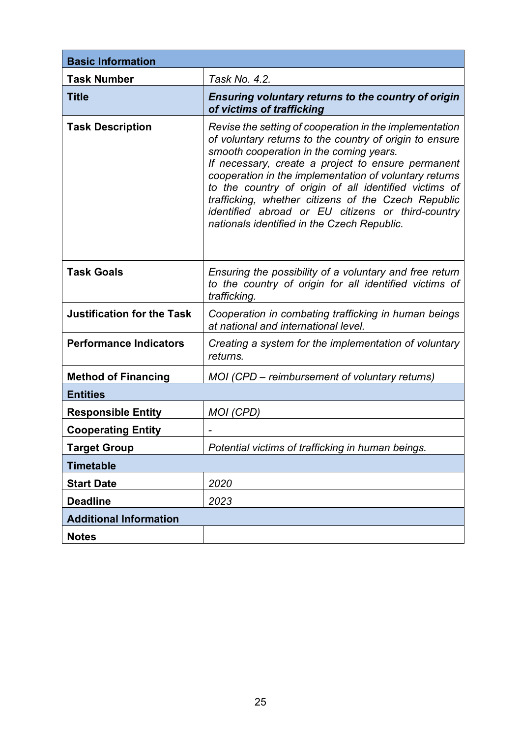| **Basic Information** | |
|---|---|
| **Task Number** | *Task No. 4.2.* |
| **Title** | ***Ensuring voluntary returns to the country of origin of victims of trafficking*** |
| **Task Description** | *Revise the setting of cooperation in the implementation of voluntary returns to the country of origin to ensure smooth cooperation in the coming years.* *If necessary, create a project to ensure permanent cooperation in the implementation of voluntary returns to the country of origin of all identified victims of trafficking, whether citizens of the Czech Republic identified abroad or EU citizens or third-country nationals identified in the Czech Republic.* |
| **Task Goals** | *Ensuring the possibility of a voluntary and free return to the country of origin for all identified victims of trafficking.* |
| **Justification for the Task** | *Cooperation in combating trafficking in human beings at national and international level.* |
| **Performance Indicators** | *Creating a system for the implementation of voluntary returns.* |
| **Method of Financing** | *MOI (CPD – reimbursement of voluntary returns)* |
| **Entities** | |
| **Responsible Entity** | *MOI (CPD)* |
| **Cooperating Entity** | *-* |
| **Target Group** | *Potential victims of trafficking in human beings.* |
| **Timetable** | |
| **Start Date** | *2020* |
| **Deadline** | *2023* |
| **Additional Information** | |
| **Notes** | |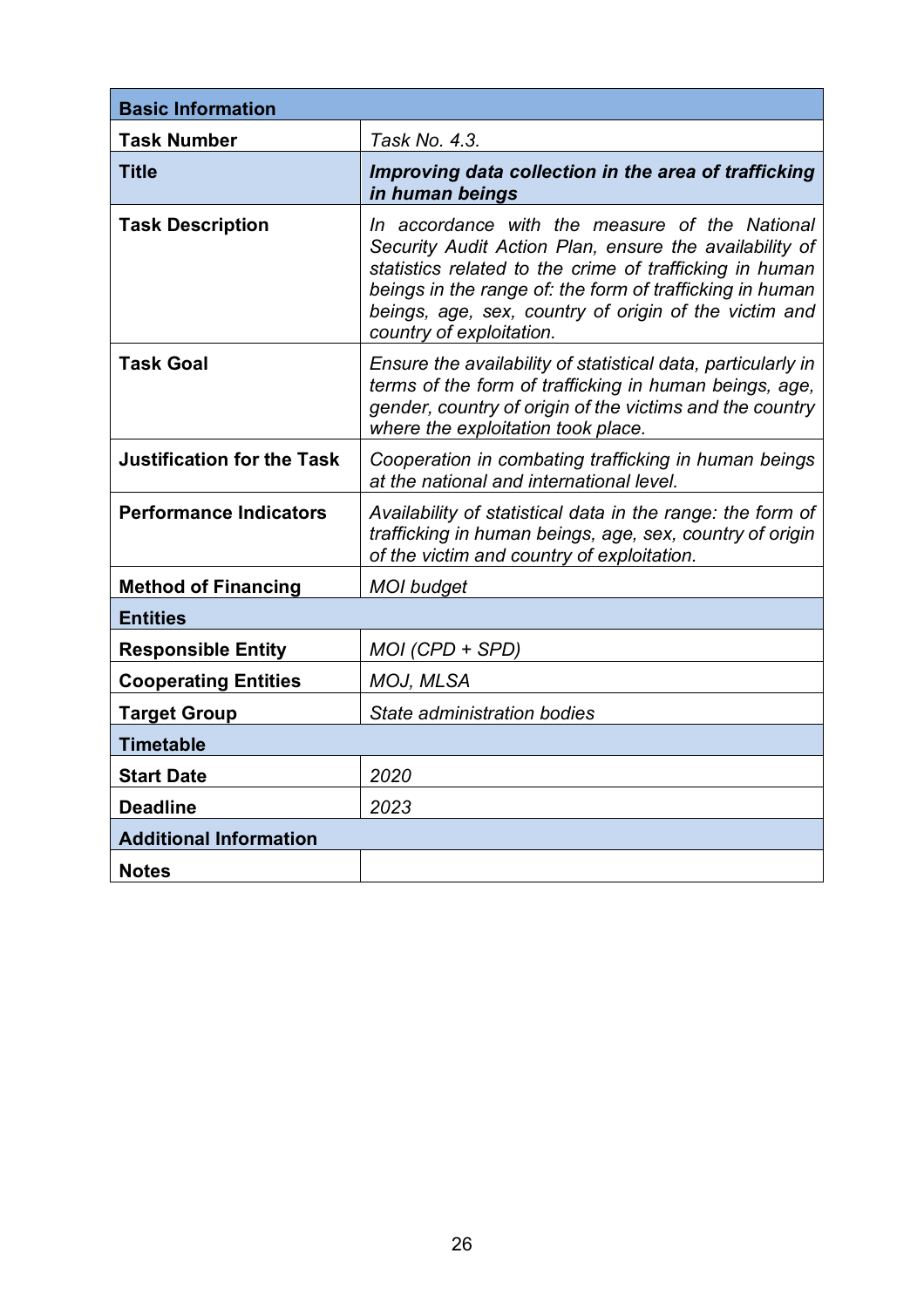| **Basic Information** | |
|---|---|
| **Task Number** | *Task No. 4.3.* |
| **Title** | ***Improving data collection in the area of trafficking in human beings*** |
| **Task Description** | *In accordance with the measure of the National Security Audit Action Plan, ensure the availability of statistics related to the crime of trafficking in human beings in the range of: the form of trafficking in human beings, age, sex, country of origin of the victim and country of exploitation.* |
| **Task Goal** | *Ensure the availability of statistical data, particularly in terms of the form of trafficking in human beings, age, gender, country of origin of the victims and the country where the exploitation took place.* |
| **Justification for the Task** | *Cooperation in combating trafficking in human beings at the national and international level.* |
| **Performance Indicators** | *Availability of statistical data in the range: the form of trafficking in human beings, age, sex, country of origin of the victim and country of exploitation.* |
| **Method of Financing** | *MOI budget* |
| **Entities** | |
| **Responsible Entity** | *MOI (CPD + SPD)* |
| **Cooperating Entities** | *MOJ, MLSA* |
| **Target Group** | *State administration bodies* |
| **Timetable** | |
| **Start Date** | *2020* |
| **Deadline** | *2023* |
| **Additional Information** | |
| **Notes** | |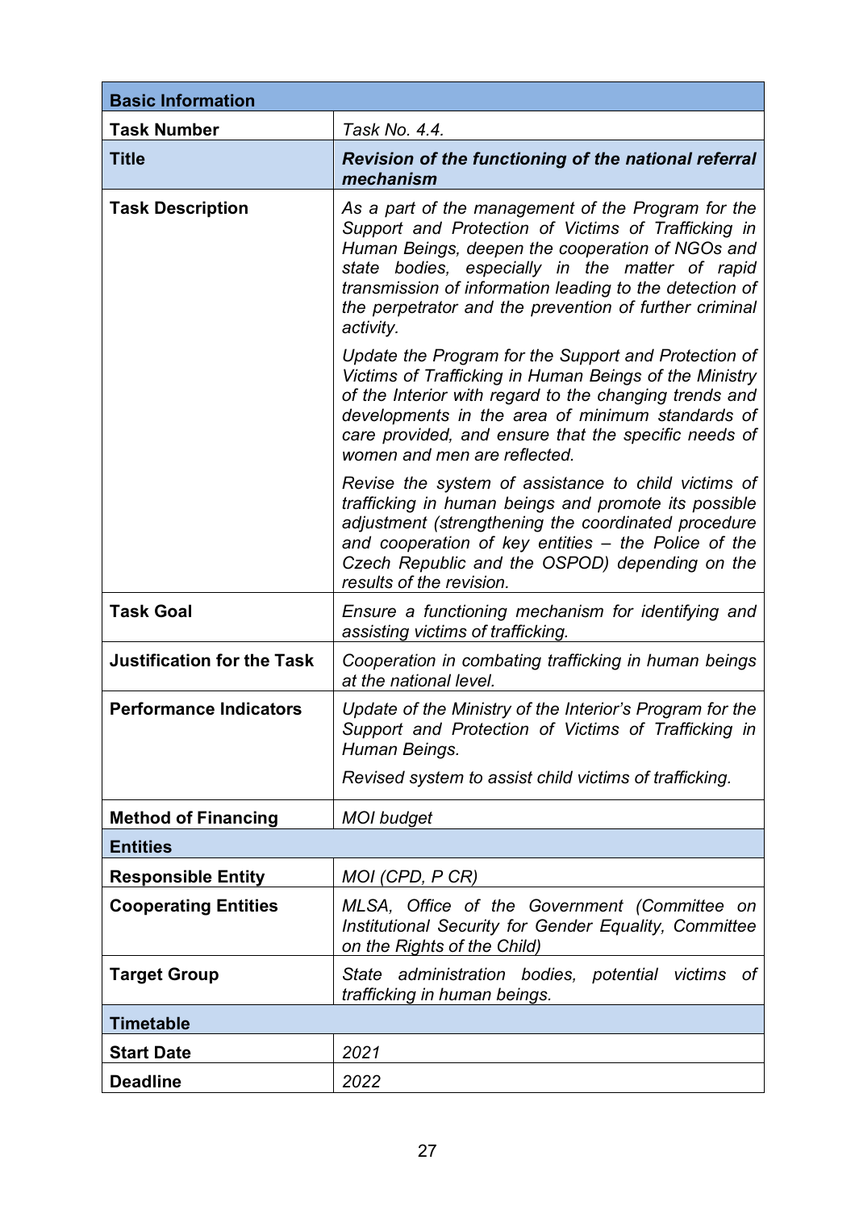| **Basic Information** | |
|---|---|
| **Task Number** | *Task No. 4.4.* |
| **Title** | ***Revision of the functioning of the national referral mechanism*** |
| **Task Description** | *As a part of the management of the Program for the Support and Protection of Victims of Trafficking in Human Beings, deepen the cooperation of NGOs and state bodies, especially in the matter of rapid transmission of information leading to the detection of the perpetrator and the prevention of further criminal activity.*<br><br>*Update the Program for the Support and Protection of Victims of Trafficking in Human Beings of the Ministry of the Interior with regard to the changing trends and developments in the area of minimum standards of care provided, and ensure that the specific needs of women and men are reflected.*<br><br>*Revise the system of assistance to child victims of trafficking in human beings and promote its possible adjustment (strengthening the coordinated procedure and cooperation of key entities – the Police of the Czech Republic and the OSPOD) depending on the results of the revision.* |
| **Task Goal** | *Ensure a functioning mechanism for identifying and assisting victims of trafficking.* |
| **Justification for the Task** | *Cooperation in combating trafficking in human beings at the national level.* |
| **Performance Indicators** | *Update of the Ministry of the Interior's Program for the Support and Protection of Victims of Trafficking in Human Beings.*<br><br>*Revised system to assist child victims of trafficking.* |
| **Method of Financing** | *MOI budget* |
| **Entities** | |
| **Responsible Entity** | *MOI (CPD, P CR)* |
| **Cooperating Entities** | *MLSA, Office of the Government (Committee on Institutional Security for Gender Equality, Committee on the Rights of the Child)* |
| **Target Group** | *State administration bodies, potential victims of trafficking in human beings.* |
| **Timetable** | |
| **Start Date** | *2021* |
| **Deadline** | *2022* |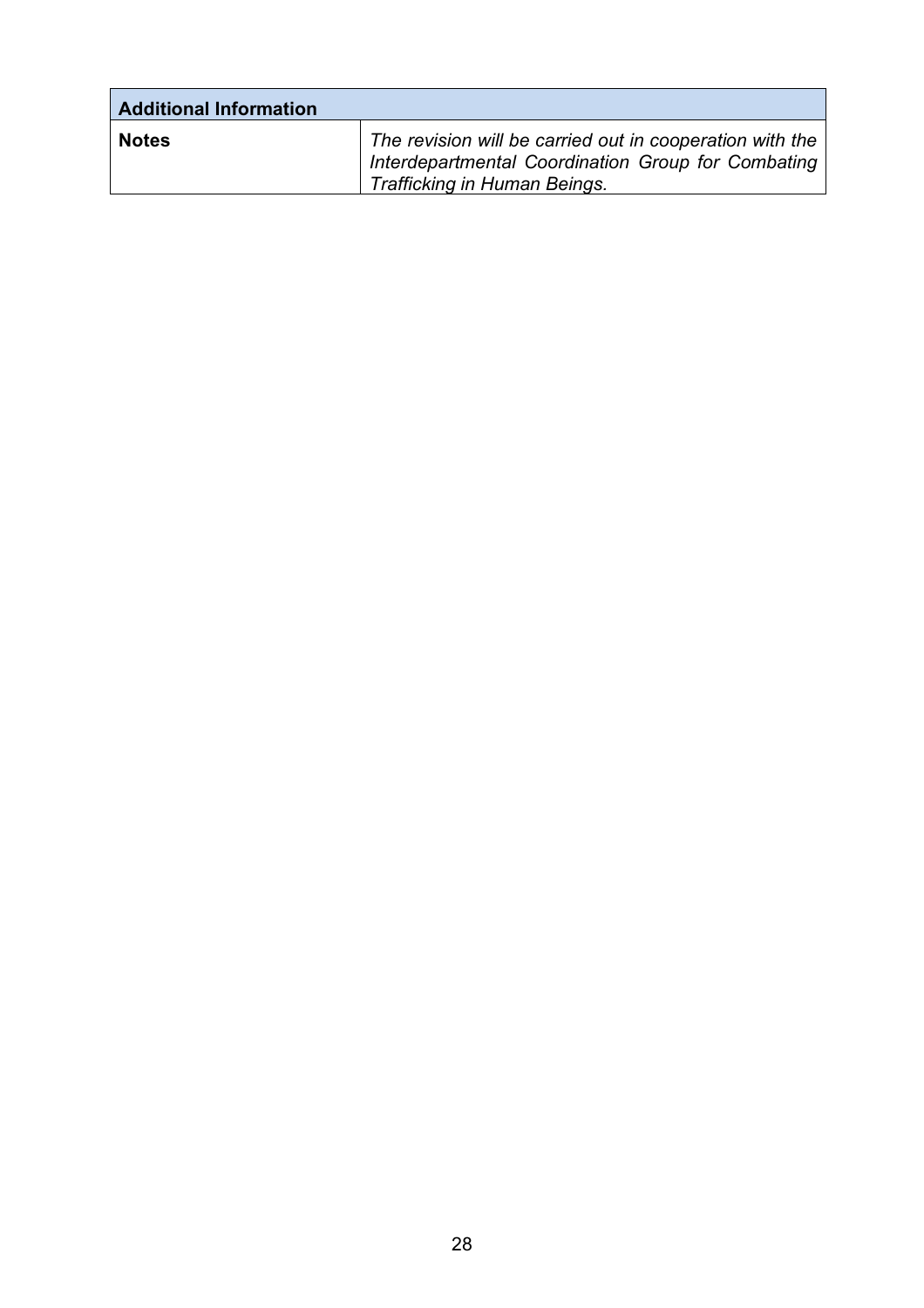| **Additional Information** | |
|---|---|
| **Notes** | *The revision will be carried out in cooperation with the Interdepartmental Coordination Group for Combating Trafficking in Human Beings.* |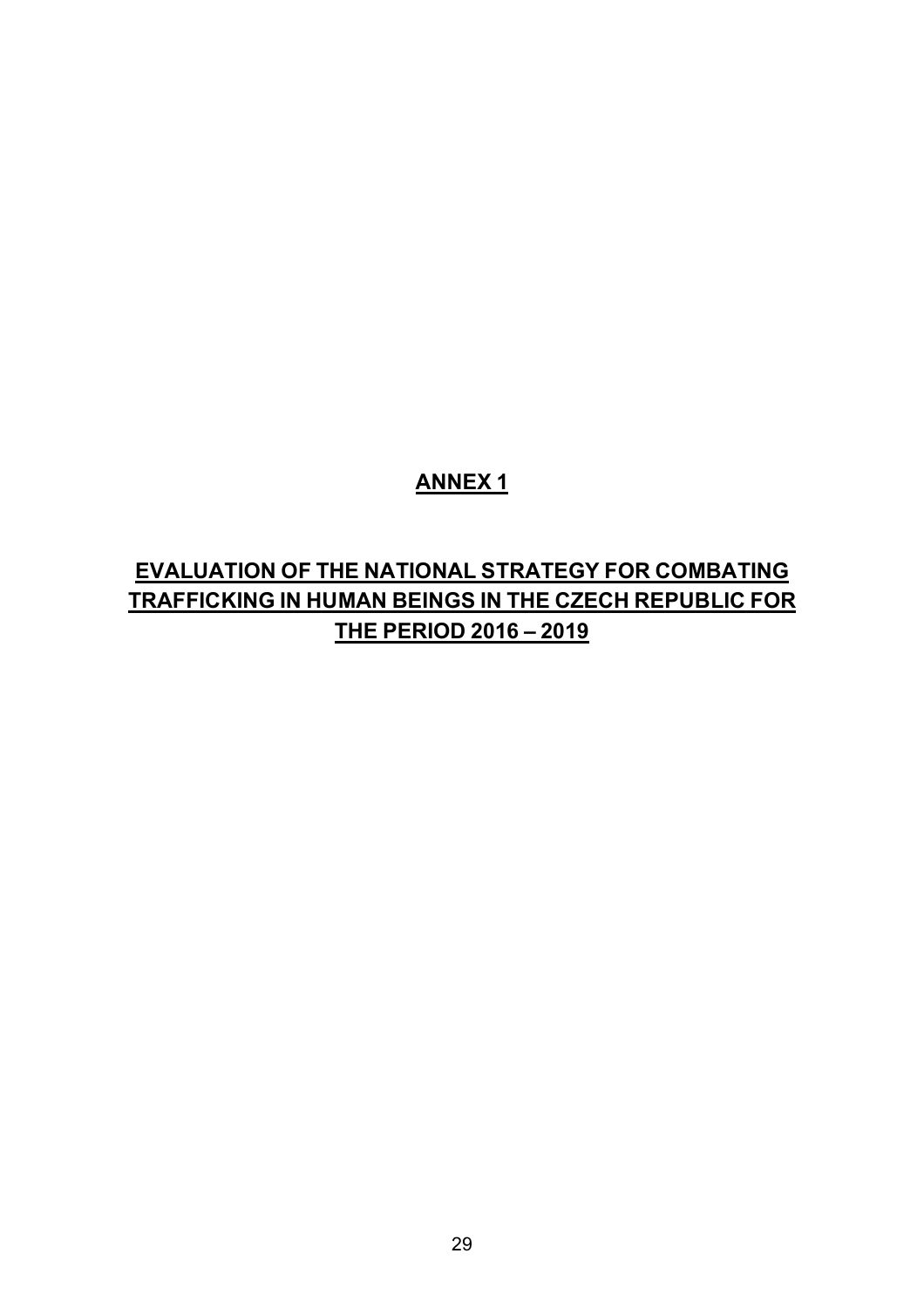# ANNEX 1

## EVALUATION OF THE NATIONAL STRATEGY FOR COMBATING TRAFFICKING IN HUMAN BEINGS IN THE CZECH REPUBLIC FOR THE PERIOD 2016 – 2019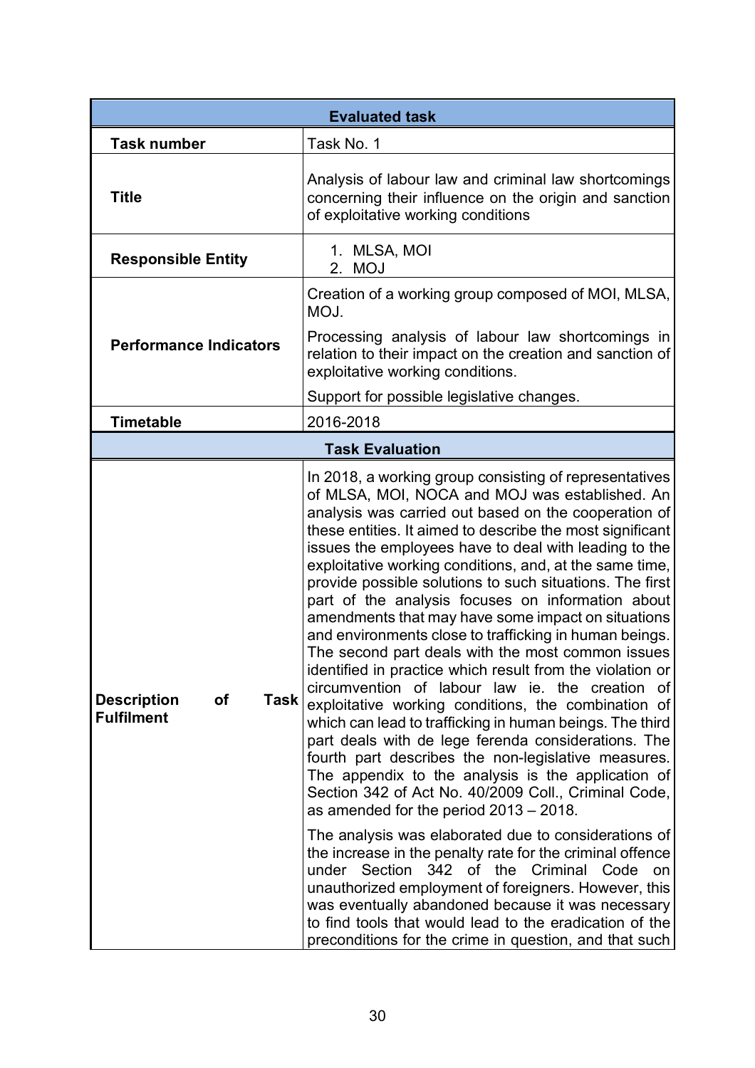| Evaluated task | |
|---|---|
| **Task number** | Task No. 1 |
| **Title** | Analysis of labour law and criminal law shortcomings concerning their influence on the origin and sanction of exploitative working conditions |
| **Responsible Entity** | 1. MLSA, MOI<br>2. MOJ |
| **Performance Indicators** | Creation of a working group composed of MOI, MLSA, MOJ.<br>Processing analysis of labour law shortcomings in relation to their impact on the creation and sanction of exploitative working conditions.<br>Support for possible legislative changes. |
| **Timetable** | 2016-2018 |
| **Task Evaluation** | |
| **Description of Task Fulfilment** | In 2018, a working group consisting of representatives of MLSA, MOI, NOCA and MOJ was established. An analysis was carried out based on the cooperation of these entities. It aimed to describe the most significant issues the employees have to deal with leading to the exploitative working conditions, and, at the same time, provide possible solutions to such situations. The first part of the analysis focuses on information about amendments that may have some impact on situations and environments close to trafficking in human beings. The second part deals with the most common issues identified in practice which result from the violation or circumvention of labour law ie. the creation of exploitative working conditions, the combination of which can lead to trafficking in human beings. The third part deals with de lege ferenda considerations. The fourth part describes the non-legislative measures. The appendix to the analysis is the application of Section 342 of Act No. 40/2009 Coll., Criminal Code, as amended for the period 2013 – 2018.<br>The analysis was elaborated due to considerations of the increase in the penalty rate for the criminal offence under Section 342 of the Criminal Code on unauthorized employment of foreigners. However, this was eventually abandoned because it was necessary to find tools that would lead to the eradication of the preconditions for the crime in question, and that such |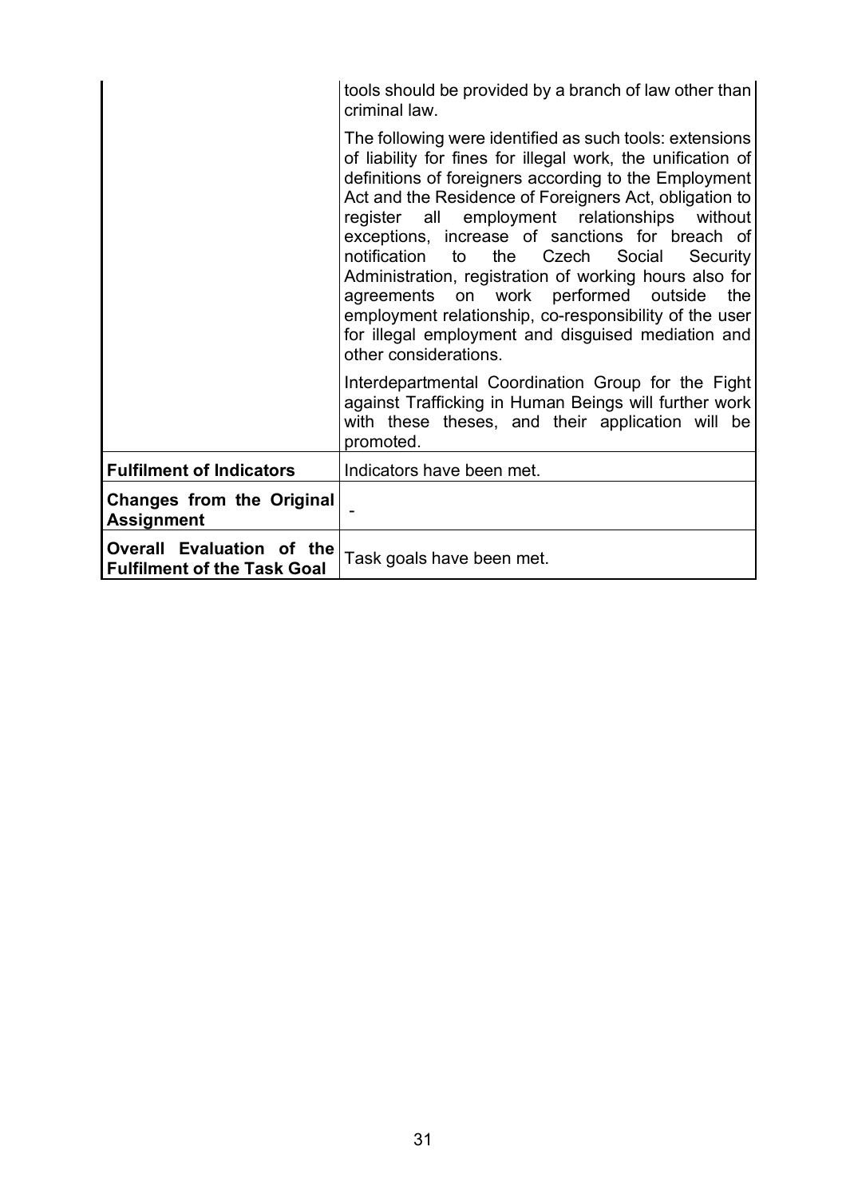| | |
|---|---|
| | tools should be provided by a branch of law other than criminal law.<br><br>The following were identified as such tools: extensions of liability for fines for illegal work, the unification of definitions of foreigners according to the Employment Act and the Residence of Foreigners Act, obligation to register all employment relationships without exceptions, increase of sanctions for breach of notification to the Czech Social Security Administration, registration of working hours also for agreements on work performed outside the employment relationship, co-responsibility of the user for illegal employment and disguised mediation and other considerations.<br><br>Interdepartmental Coordination Group for the Fight against Trafficking in Human Beings will further work with these theses, and their application will be promoted. |
| **Fulfilment of Indicators** | Indicators have been met. |
| **Changes from the Original Assignment** | - |
| **Overall Evaluation of the Fulfilment of the Task Goal** | Task goals have been met. |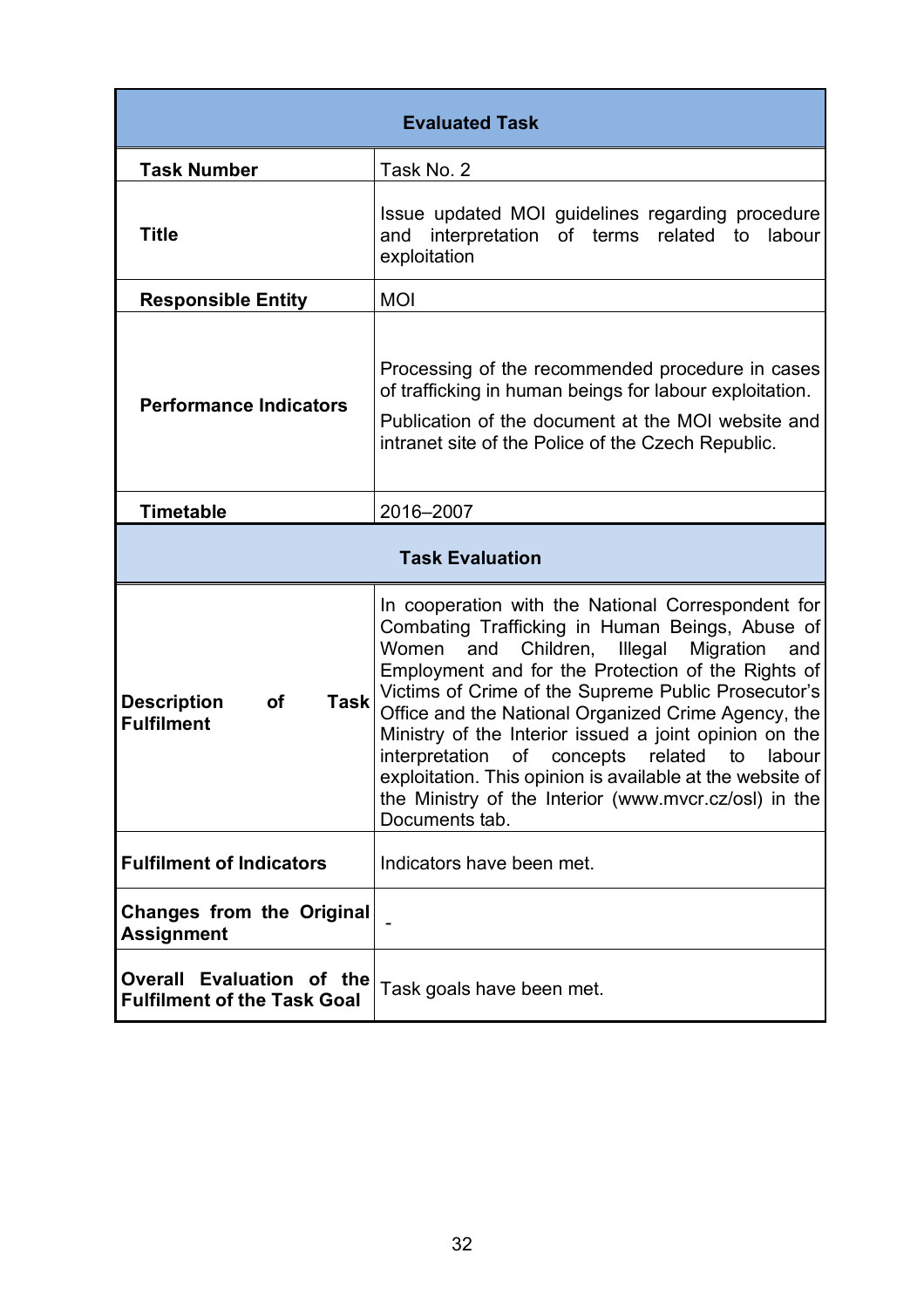| Evaluated Task | |
|---|---|
| **Task Number** | Task No. 2 |
| **Title** | Issue updated MOI guidelines regarding procedure and interpretation of terms related to labour exploitation |
| **Responsible Entity** | MOI |
| **Performance Indicators** | Processing of the recommended procedure in cases of trafficking in human beings for labour exploitation.<br>Publication of the document at the MOI website and intranet site of the Police of the Czech Republic. |
| **Timetable** | 2016–2007 |
| **Task Evaluation** | |
| **Description of Task Fulfilment** | In cooperation with the National Correspondent for Combating Trafficking in Human Beings, Abuse of Women and Children, Illegal Migration and Employment and for the Protection of the Rights of Victims of Crime of the Supreme Public Prosecutor's Office and the National Organized Crime Agency, the Ministry of the Interior issued a joint opinion on the interpretation of concepts related to labour exploitation. This opinion is available at the website of the Ministry of the Interior (www.mvcr.cz/osl) in the Documents tab. |
| **Fulfilment of Indicators** | Indicators have been met. |
| **Changes from the Original Assignment** | - |
| **Overall Evaluation of the Fulfilment of the Task Goal** | Task goals have been met. |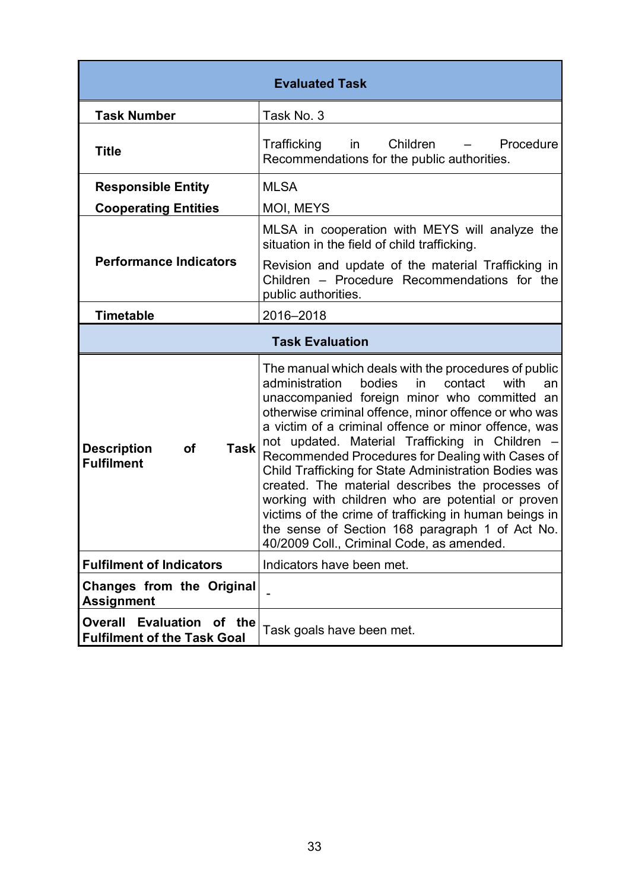| Evaluated Task | |
|---|---|
| **Task Number** | Task No. 3 |
| **Title** | Trafficking in Children – Procedure Recommendations for the public authorities. |
| **Responsible Entity** | MLSA |
| **Cooperating Entities** | MOI, MEYS |
| **Performance Indicators** | MLSA in cooperation with MEYS will analyze the situation in the field of child trafficking.<br><br>Revision and update of the material Trafficking in Children – Procedure Recommendations for the public authorities. |
| **Timetable** | 2016–2018 |
| **Task Evaluation** | |
| **Description of Task Fulfilment** | The manual which deals with the procedures of public administration bodies in contact with an unaccompanied foreign minor who committed an otherwise criminal offence, minor offence or who was a victim of a criminal offence or minor offence, was not updated. Material Trafficking in Children – Recommended Procedures for Dealing with Cases of Child Trafficking for State Administration Bodies was created. The material describes the processes of working with children who are potential or proven victims of the crime of trafficking in human beings in the sense of Section 168 paragraph 1 of Act No. 40/2009 Coll., Criminal Code, as amended. |
| **Fulfilment of Indicators** | Indicators have been met. |
| **Changes from the Original Assignment** | - |
| **Overall Evaluation of the Fulfilment of the Task Goal** | Task goals have been met. |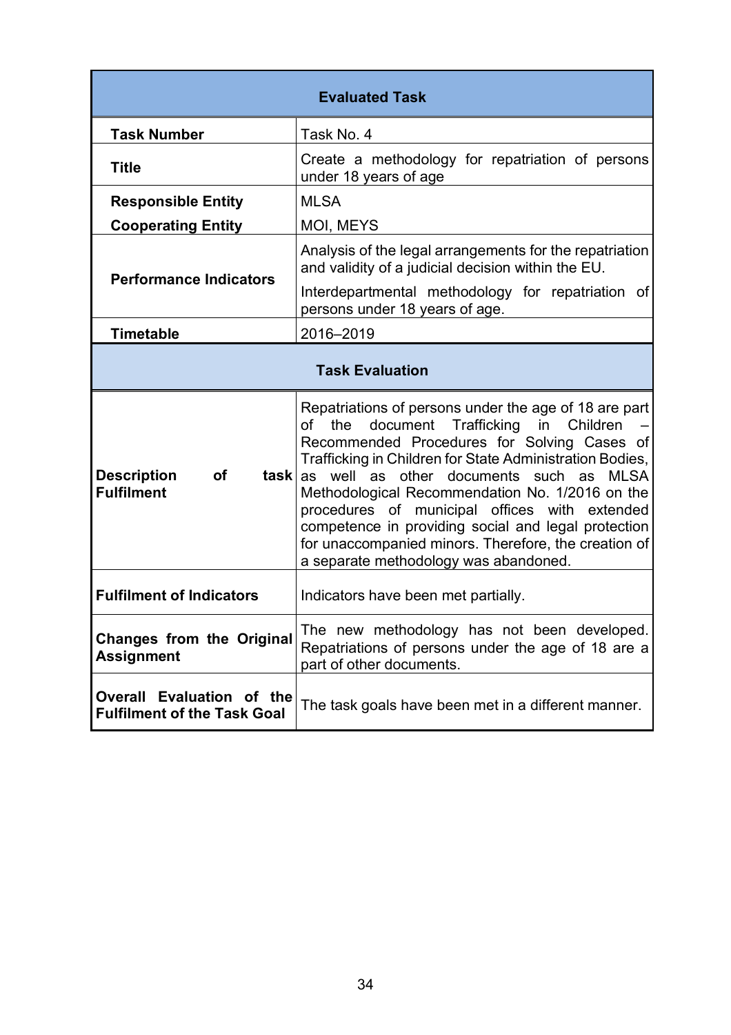| Evaluated Task | |
|---|---|
| **Task Number** | Task No. 4 |
| **Title** | Create a methodology for repatriation of persons under 18 years of age |
| **Responsible Entity** | MLSA |
| **Cooperating Entity** | MOI, MEYS |
| **Performance Indicators** | Analysis of the legal arrangements for the repatriation and validity of a judicial decision within the EU.<br>Interdepartmental methodology for repatriation of persons under 18 years of age. |
| **Timetable** | 2016–2019 |
| **Task Evaluation** | |
| **Description of task Fulfilment** | Repatriations of persons under the age of 18 are part of the document Trafficking in Children – Recommended Procedures for Solving Cases of Trafficking in Children for State Administration Bodies, as well as other documents such as MLSA Methodological Recommendation No. 1/2016 on the procedures of municipal offices with extended competence in providing social and legal protection for unaccompanied minors. Therefore, the creation of a separate methodology was abandoned. |
| **Fulfilment of Indicators** | Indicators have been met partially. |
| **Changes from the Original Assignment** | The new methodology has not been developed. Repatriations of persons under the age of 18 are a part of other documents. |
| **Overall Evaluation of the Fulfilment of the Task Goal** | The task goals have been met in a different manner. |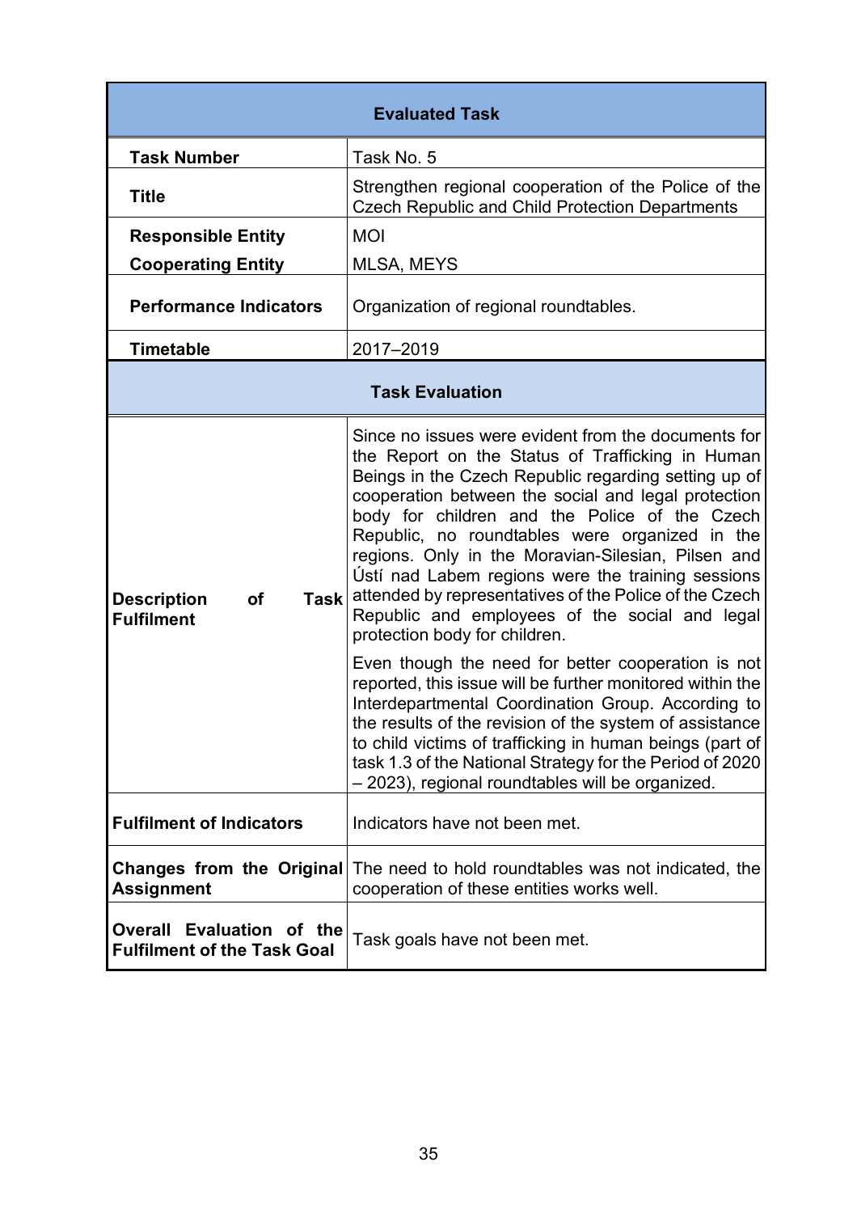| Evaluated Task | |
|---|---|
| **Task Number** | Task No. 5 |
| **Title** | Strengthen regional cooperation of the Police of the Czech Republic and Child Protection Departments |
| **Responsible Entity** | MOI |
| **Cooperating Entity** | MLSA, MEYS |
| **Performance Indicators** | Organization of regional roundtables. |
| **Timetable** | 2017–2019 |
| **Task Evaluation** | |
| **Description of Task Fulfilment** | Since no issues were evident from the documents for the Report on the Status of Trafficking in Human Beings in the Czech Republic regarding setting up of cooperation between the social and legal protection body for children and the Police of the Czech Republic, no roundtables were organized in the regions. Only in the Moravian-Silesian, Pilsen and Ústí nad Labem regions were the training sessions attended by representatives of the Police of the Czech Republic and employees of the social and legal protection body for children.<br><br>Even though the need for better cooperation is not reported, this issue will be further monitored within the Interdepartmental Coordination Group. According to the results of the revision of the system of assistance to child victims of trafficking in human beings (part of task 1.3 of the National Strategy for the Period of 2020 – 2023), regional roundtables will be organized. |
| **Fulfilment of Indicators** | Indicators have not been met. |
| **Changes from the Original Assignment** | The need to hold roundtables was not indicated, the cooperation of these entities works well. |
| **Overall Evaluation of the Fulfilment of the Task Goal** | Task goals have not been met. |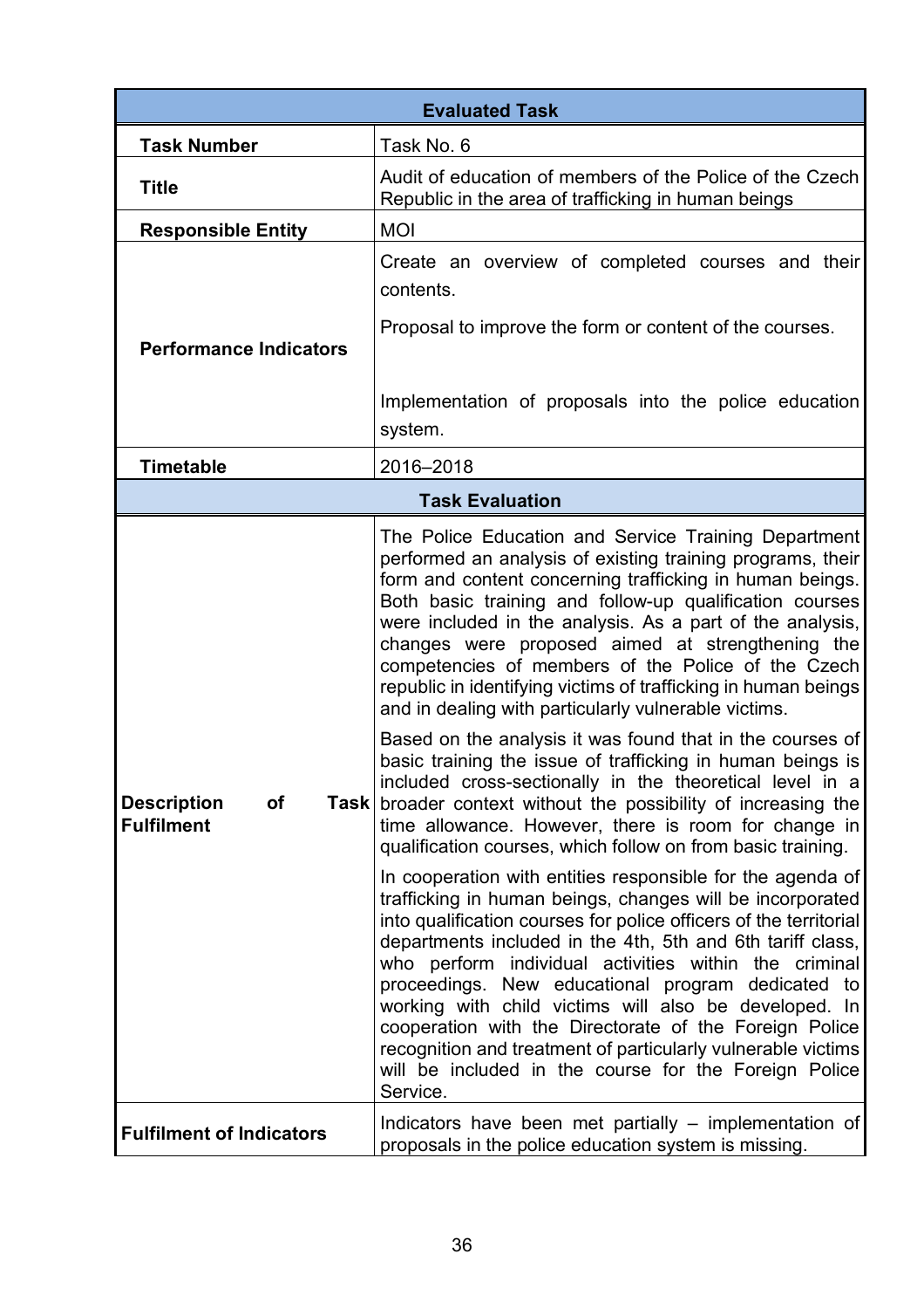| Evaluated Task | |
|---|---|
| **Task Number** | Task No. 6 |
| **Title** | Audit of education of members of the Police of the Czech Republic in the area of trafficking in human beings |
| **Responsible Entity** | MOI |
| **Performance Indicators** | Create an overview of completed courses and their contents.<br><br>Proposal to improve the form or content of the courses.<br><br>Implementation of proposals into the police education system. |
| **Timetable** | 2016–2018 |
| **Task Evaluation** | |
| **Description of Task Fulfilment** | The Police Education and Service Training Department performed an analysis of existing training programs, their form and content concerning trafficking in human beings. Both basic training and follow-up qualification courses were included in the analysis. As a part of the analysis, changes were proposed aimed at strengthening the competencies of members of the Police of the Czech republic in identifying victims of trafficking in human beings and in dealing with particularly vulnerable victims.<br><br>Based on the analysis it was found that in the courses of basic training the issue of trafficking in human beings is included cross-sectionally in the theoretical level in a broader context without the possibility of increasing the time allowance. However, there is room for change in qualification courses, which follow on from basic training.<br><br>In cooperation with entities responsible for the agenda of trafficking in human beings, changes will be incorporated into qualification courses for police officers of the territorial departments included in the 4th, 5th and 6th tariff class, who perform individual activities within the criminal proceedings. New educational program dedicated to working with child victims will also be developed. In cooperation with the Directorate of the Foreign Police recognition and treatment of particularly vulnerable victims will be included in the course for the Foreign Police Service. |
| **Fulfilment of Indicators** | Indicators have been met partially – implementation of proposals in the police education system is missing. |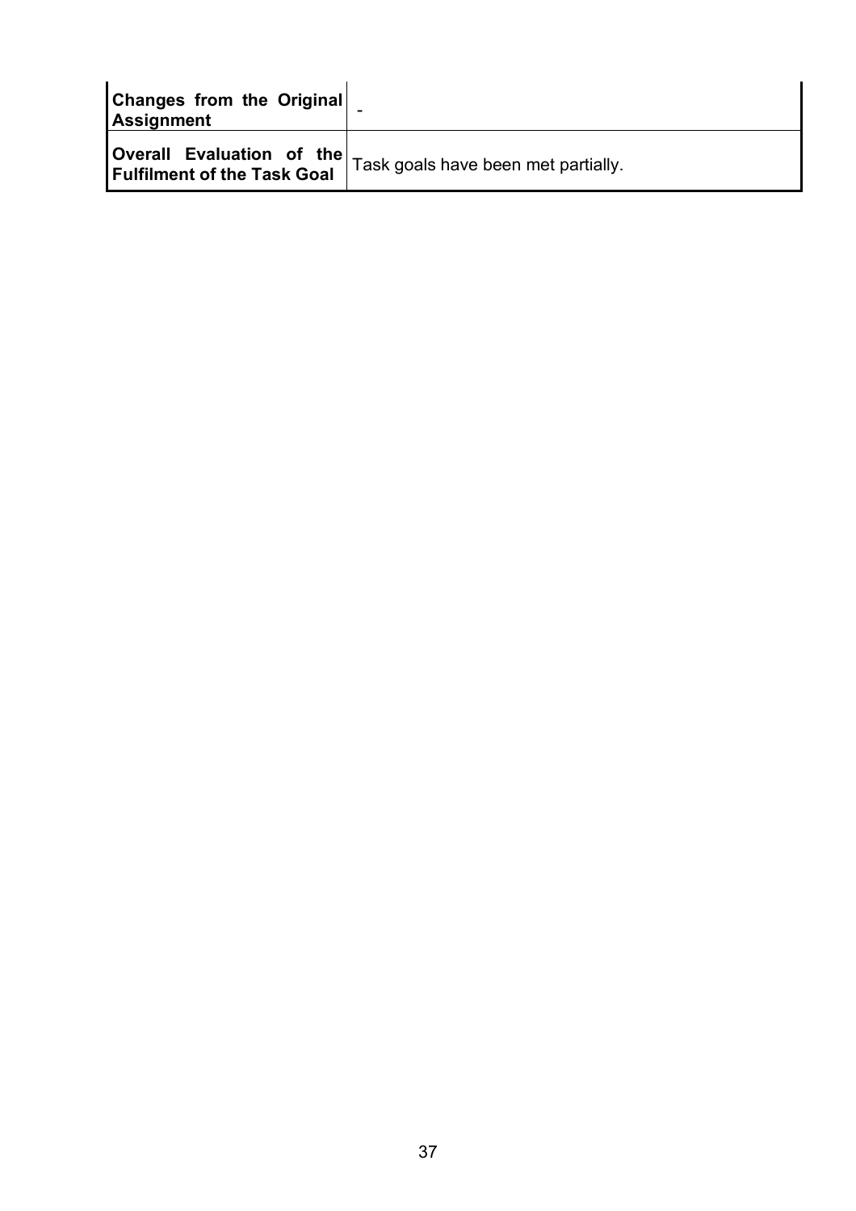| **Changes from the Original Assignment** | - |
| --- | --- |
| **Overall Evaluation of the Fulfilment of the Task Goal** | Task goals have been met partially. |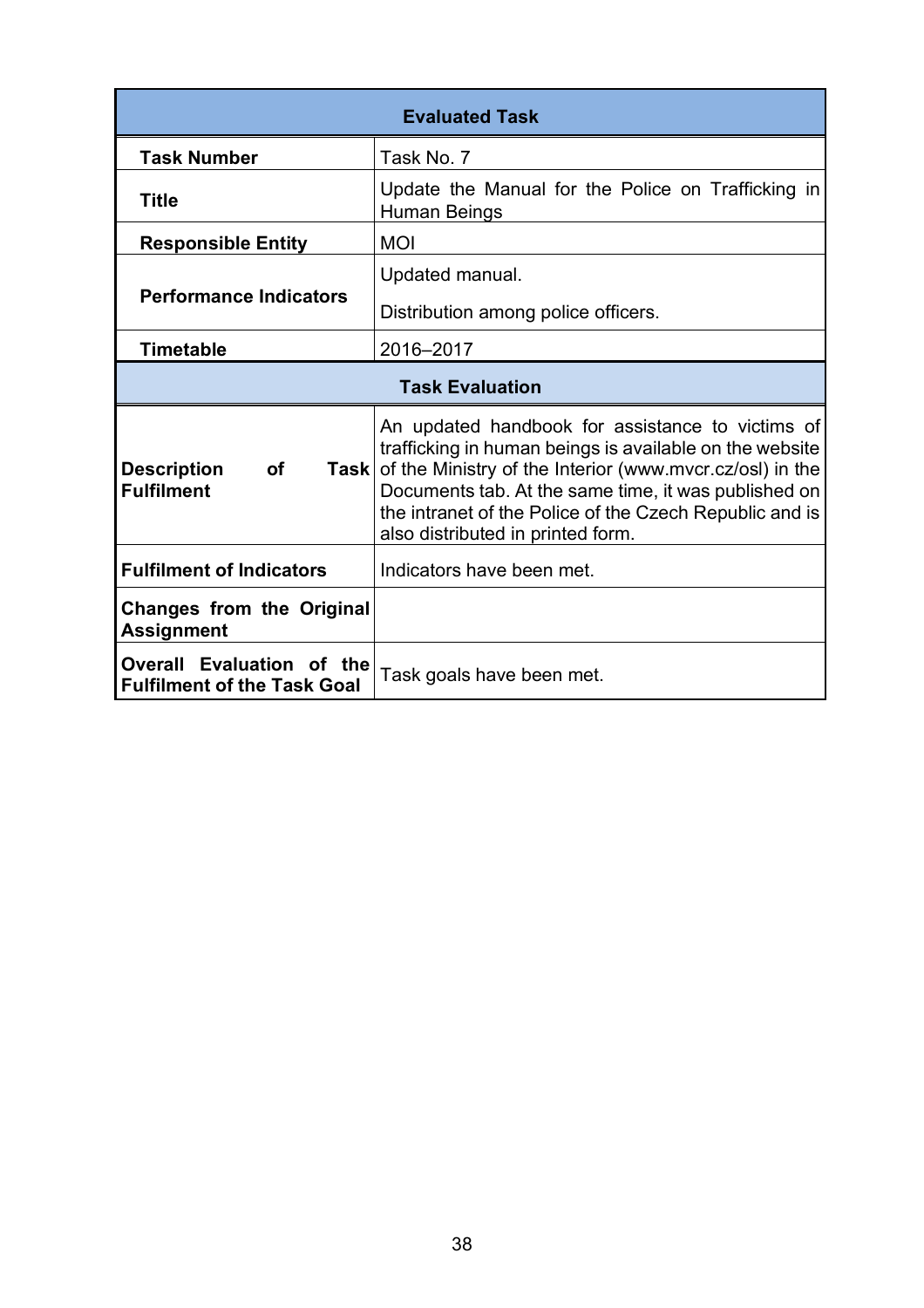| Evaluated Task | |
|---|---|
| **Task Number** | Task No. 7 |
| **Title** | Update the Manual for the Police on Trafficking in Human Beings |
| **Responsible Entity** | MOI |
| **Performance Indicators** | Updated manual.<br>Distribution among police officers. |
| **Timetable** | 2016–2017 |
| **Task Evaluation** | |
| **Description of Task Fulfilment** | An updated handbook for assistance to victims of trafficking in human beings is available on the website of the Ministry of the Interior (www.mvcr.cz/osl) in the Documents tab. At the same time, it was published on the intranet of the Police of the Czech Republic and is also distributed in printed form. |
| **Fulfilment of Indicators** | Indicators have been met. |
| **Changes from the Original Assignment** | |
| **Overall Evaluation of the Fulfilment of the Task Goal** | Task goals have been met. |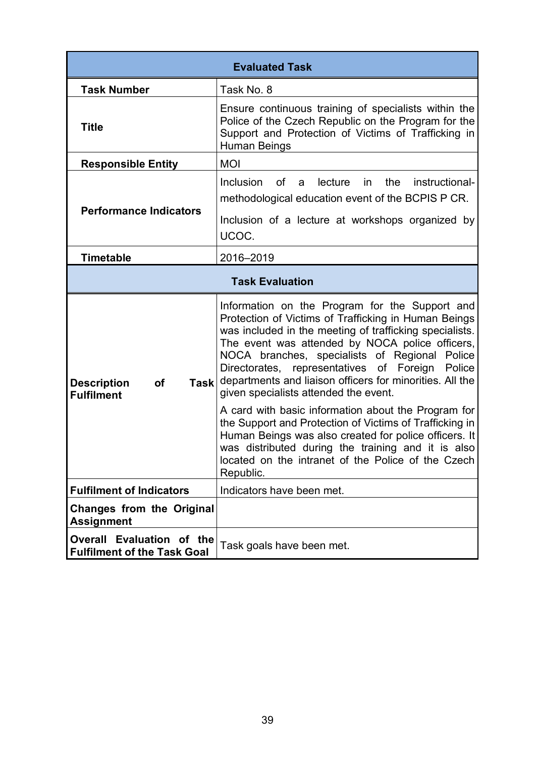| Evaluated Task | |
|---|---|
| **Task Number** | Task No. 8 |
| **Title** | Ensure continuous training of specialists within the Police of the Czech Republic on the Program for the Support and Protection of Victims of Trafficking in Human Beings |
| **Responsible Entity** | MOI |
| **Performance Indicators** | Inclusion of a lecture in the instructional-methodological education event of the BCPIS P CR.<br><br>Inclusion of a lecture at workshops organized by UCOC. |
| **Timetable** | 2016–2019 |
| **Task Evaluation** | |
| **Description of Task Fulfilment** | Information on the Program for the Support and Protection of Victims of Trafficking in Human Beings was included in the meeting of trafficking specialists. The event was attended by NOCA police officers, NOCA branches, specialists of Regional Police Directorates, representatives of Foreign Police departments and liaison officers for minorities. All the given specialists attended the event.<br><br>A card with basic information about the Program for the Support and Protection of Victims of Trafficking in Human Beings was also created for police officers. It was distributed during the training and it is also located on the intranet of the Police of the Czech Republic. |
| **Fulfilment of Indicators** | Indicators have been met. |
| **Changes from the Original Assignment** | |
| **Overall Evaluation of the Fulfilment of the Task Goal** | Task goals have been met. |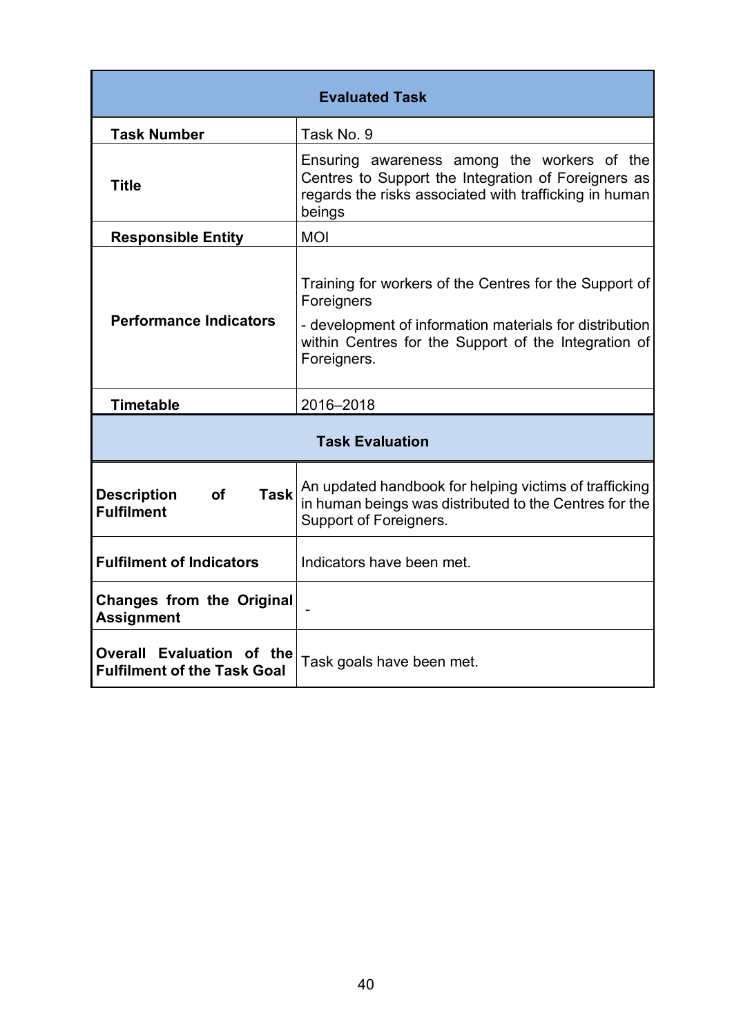| Evaluated Task | |
|---|---|
| **Task Number** | Task No. 9 |
| **Title** | Ensuring awareness among the workers of the Centres to Support the Integration of Foreigners as regards the risks associated with trafficking in human beings |
| **Responsible Entity** | MOI |
| **Performance Indicators** | Training for workers of the Centres for the Support of Foreigners<br>- development of information materials for distribution within Centres for the Support of the Integration of Foreigners. |
| **Timetable** | 2016–2018 |
| **Task Evaluation** | |
| **Description of Task Fulfilment** | An updated handbook for helping victims of trafficking in human beings was distributed to the Centres for the Support of Foreigners. |
| **Fulfilment of Indicators** | Indicators have been met. |
| **Changes from the Original Assignment** | - |
| **Overall Evaluation of the Fulfilment of the Task Goal** | Task goals have been met. |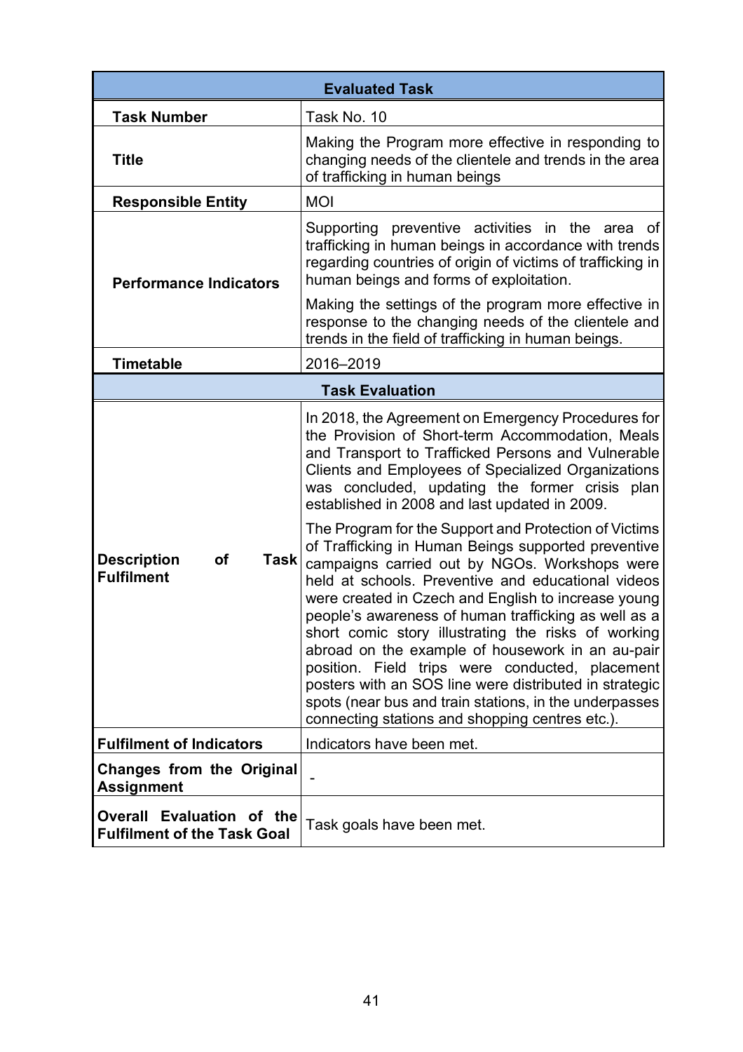| Evaluated Task | |
|---|---|
| **Task Number** | Task No. 10 |
| **Title** | Making the Program more effective in responding to changing needs of the clientele and trends in the area of trafficking in human beings |
| **Responsible Entity** | MOI |
| **Performance Indicators** | Supporting preventive activities in the area of trafficking in human beings in accordance with trends regarding countries of origin of victims of trafficking in human beings and forms of exploitation.<br><br>Making the settings of the program more effective in response to the changing needs of the clientele and trends in the field of trafficking in human beings. |
| **Timetable** | 2016–2019 |
| **Task Evaluation** | |
| **Description of Task Fulfilment** | In 2018, the Agreement on Emergency Procedures for the Provision of Short-term Accommodation, Meals and Transport to Trafficked Persons and Vulnerable Clients and Employees of Specialized Organizations was concluded, updating the former crisis plan established in 2008 and last updated in 2009.<br><br>The Program for the Support and Protection of Victims of Trafficking in Human Beings supported preventive campaigns carried out by NGOs. Workshops were held at schools. Preventive and educational videos were created in Czech and English to increase young people's awareness of human trafficking as well as a short comic story illustrating the risks of working abroad on the example of housework in an au-pair position. Field trips were conducted, placement posters with an SOS line were distributed in strategic spots (near bus and train stations, in the underpasses connecting stations and shopping centres etc.). |
| **Fulfilment of Indicators** | Indicators have been met. |
| **Changes from the Original Assignment** | - |
| **Overall Evaluation of the Fulfilment of the Task Goal** | Task goals have been met. |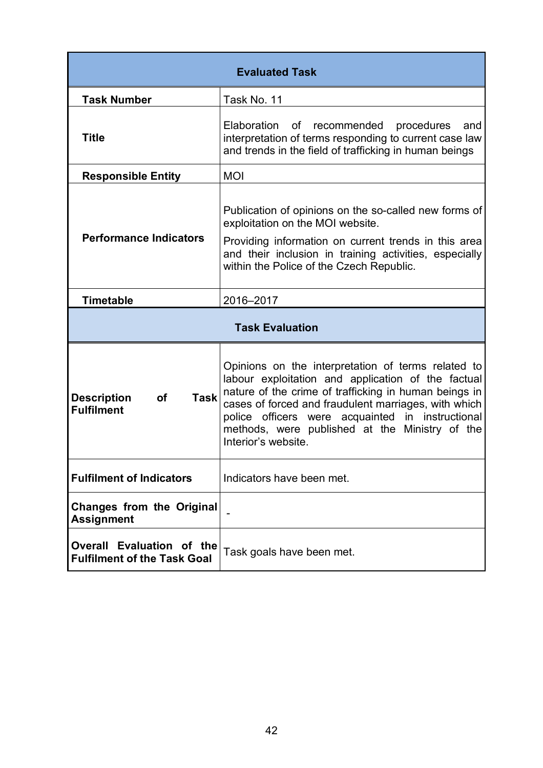| Evaluated Task | |
|---|---|
| **Task Number** | Task No. 11 |
| **Title** | Elaboration of recommended procedures and interpretation of terms responding to current case law and trends in the field of trafficking in human beings |
| **Responsible Entity** | MOI |
| **Performance Indicators** | Publication of opinions on the so-called new forms of exploitation on the MOI website.<br><br>Providing information on current trends in this area and their inclusion in training activities, especially within the Police of the Czech Republic. |
| **Timetable** | 2016–2017 |
| **Task Evaluation** | |
| **Description of Task Fulfilment** | Opinions on the interpretation of terms related to labour exploitation and application of the factual nature of the crime of trafficking in human beings in cases of forced and fraudulent marriages, with which police officers were acquainted in instructional methods, were published at the Ministry of the Interior's website. |
| **Fulfilment of Indicators** | Indicators have been met. |
| **Changes from the Original Assignment** | - |
| **Overall Evaluation of the Fulfilment of the Task Goal** | Task goals have been met. |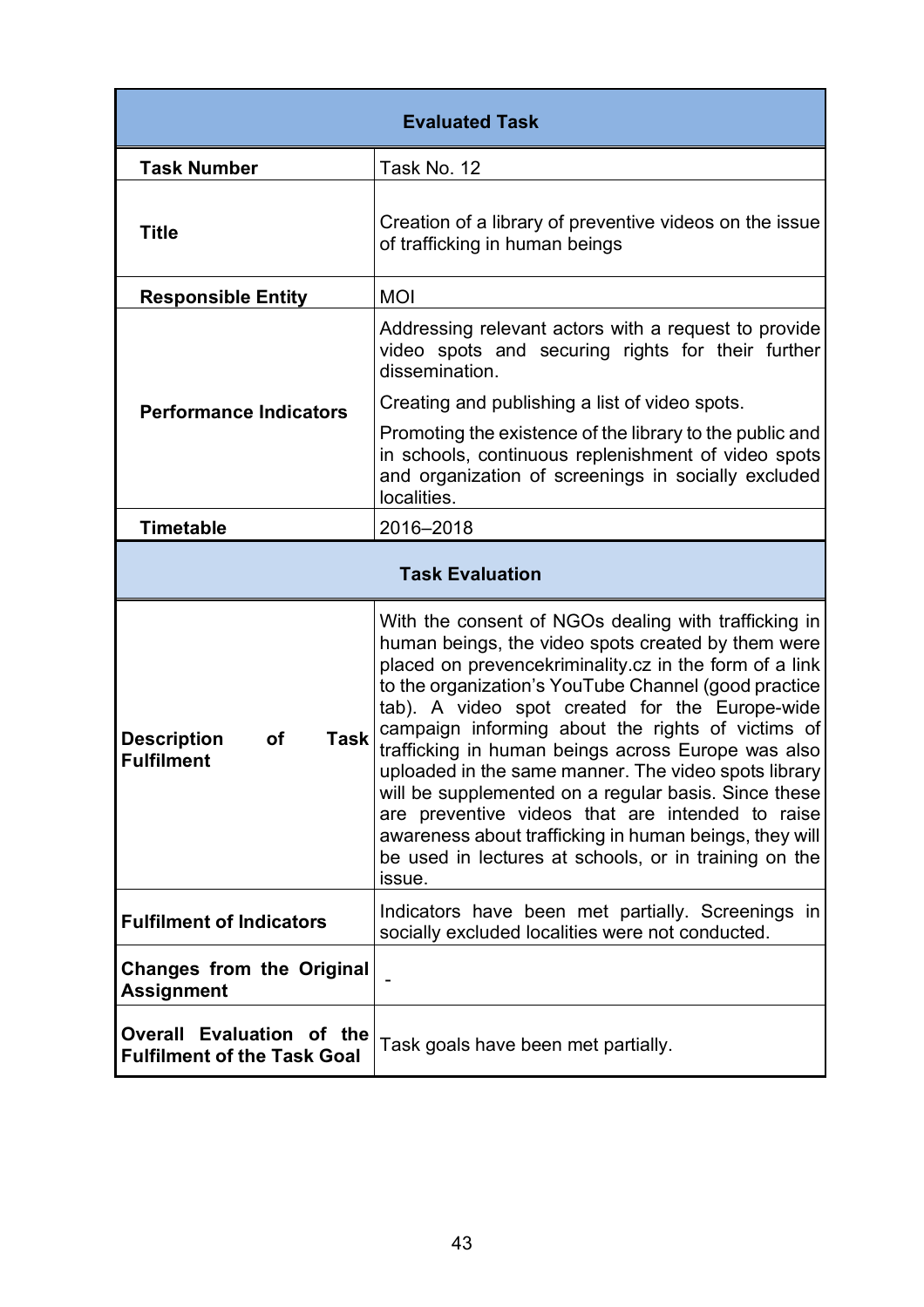| Evaluated Task | |
|---|---|
| **Task Number** | Task No. 12 |
| **Title** | Creation of a library of preventive videos on the issue of trafficking in human beings |
| **Responsible Entity** | MOI |
| **Performance Indicators** | Addressing relevant actors with a request to provide video spots and securing rights for their further dissemination.<br><br>Creating and publishing a list of video spots.<br><br>Promoting the existence of the library to the public and in schools, continuous replenishment of video spots and organization of screenings in socially excluded localities. |
| **Timetable** | 2016–2018 |
| **Task Evaluation** | |
| **Description of Task Fulfilment** | With the consent of NGOs dealing with trafficking in human beings, the video spots created by them were placed on prevencekriminality.cz in the form of a link to the organization's YouTube Channel (good practice tab). A video spot created for the Europe-wide campaign informing about the rights of victims of trafficking in human beings across Europe was also uploaded in the same manner. The video spots library will be supplemented on a regular basis. Since these are preventive videos that are intended to raise awareness about trafficking in human beings, they will be used in lectures at schools, or in training on the issue. |
| **Fulfilment of Indicators** | Indicators have been met partially. Screenings in socially excluded localities were not conducted. |
| **Changes from the Original Assignment** | - |
| **Overall Evaluation of the Fulfilment of the Task Goal** | Task goals have been met partially. |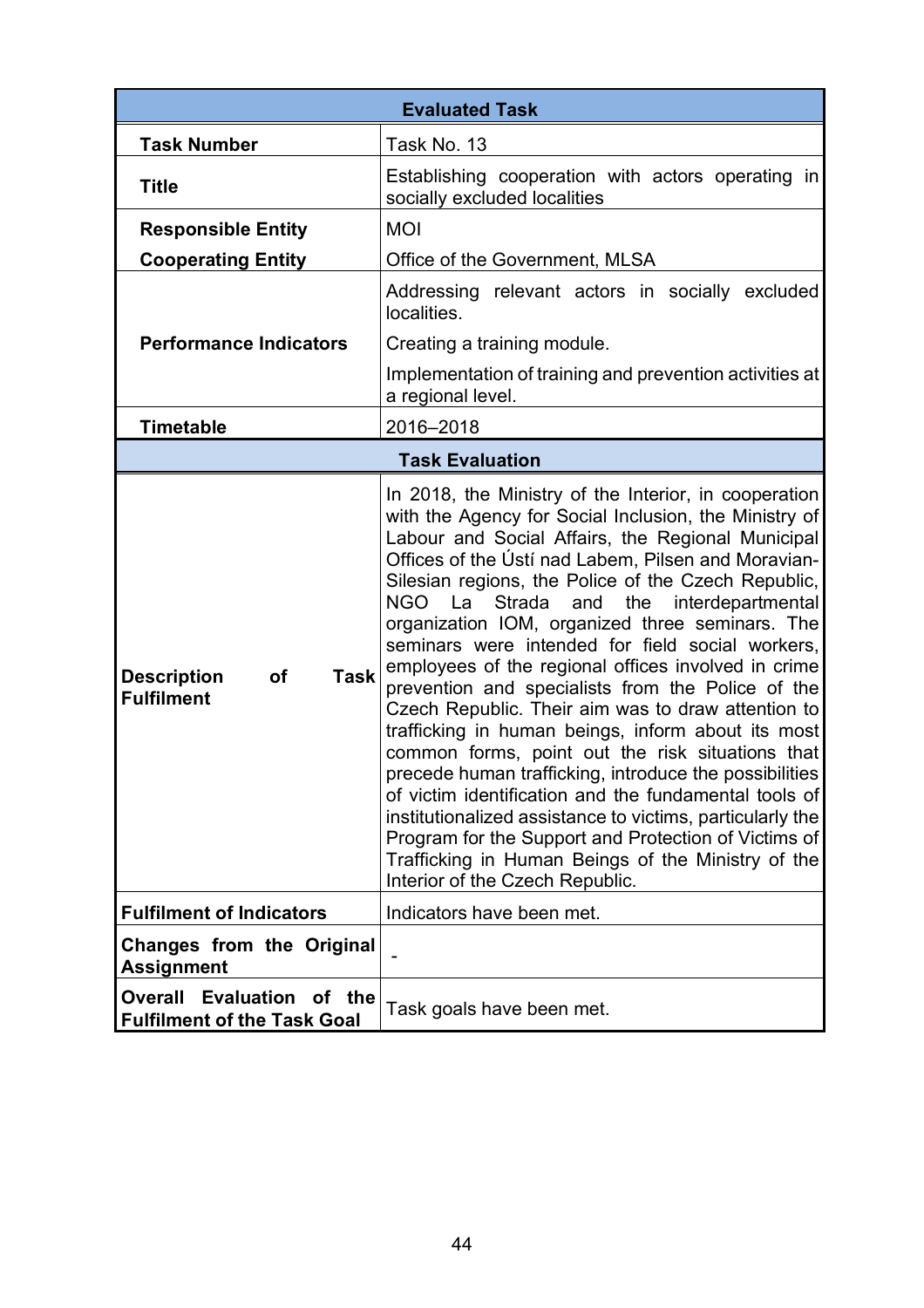| Evaluated Task | |
|---|---|
| **Task Number** | Task No. 13 |
| **Title** | Establishing cooperation with actors operating in socially excluded localities |
| **Responsible Entity** | MOI |
| **Cooperating Entity** | Office of the Government, MLSA |
| **Performance Indicators** | Addressing relevant actors in socially excluded localities.<br>Creating a training module.<br>Implementation of training and prevention activities at a regional level. |
| **Timetable** | 2016–2018 |
| **Task Evaluation** | |
| **Description of Task Fulfilment** | In 2018, the Ministry of the Interior, in cooperation with the Agency for Social Inclusion, the Ministry of Labour and Social Affairs, the Regional Municipal Offices of the Ústí nad Labem, Pilsen and Moravian-Silesian regions, the Police of the Czech Republic, NGO La Strada and the interdepartmental organization IOM, organized three seminars. The seminars were intended for field social workers, employees of the regional offices involved in crime prevention and specialists from the Police of the Czech Republic. Their aim was to draw attention to trafficking in human beings, inform about its most common forms, point out the risk situations that precede human trafficking, introduce the possibilities of victim identification and the fundamental tools of institutionalized assistance to victims, particularly the Program for the Support and Protection of Victims of Trafficking in Human Beings of the Ministry of the Interior of the Czech Republic. |
| **Fulfilment of Indicators** | Indicators have been met. |
| **Changes from the Original Assignment** | - |
| **Overall Evaluation of the Fulfilment of the Task Goal** | Task goals have been met. |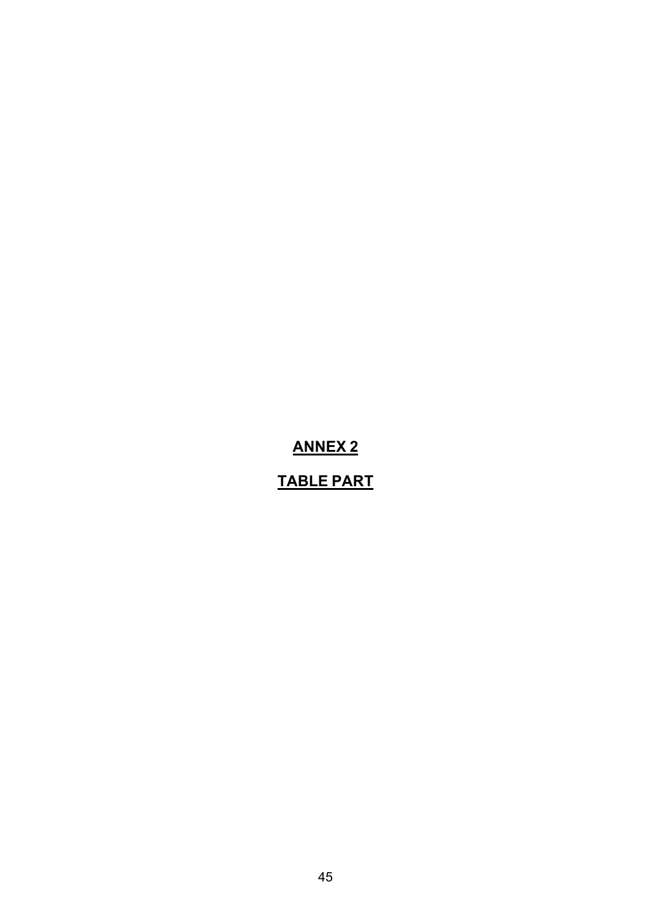# ANNEX 2

## TABLE PART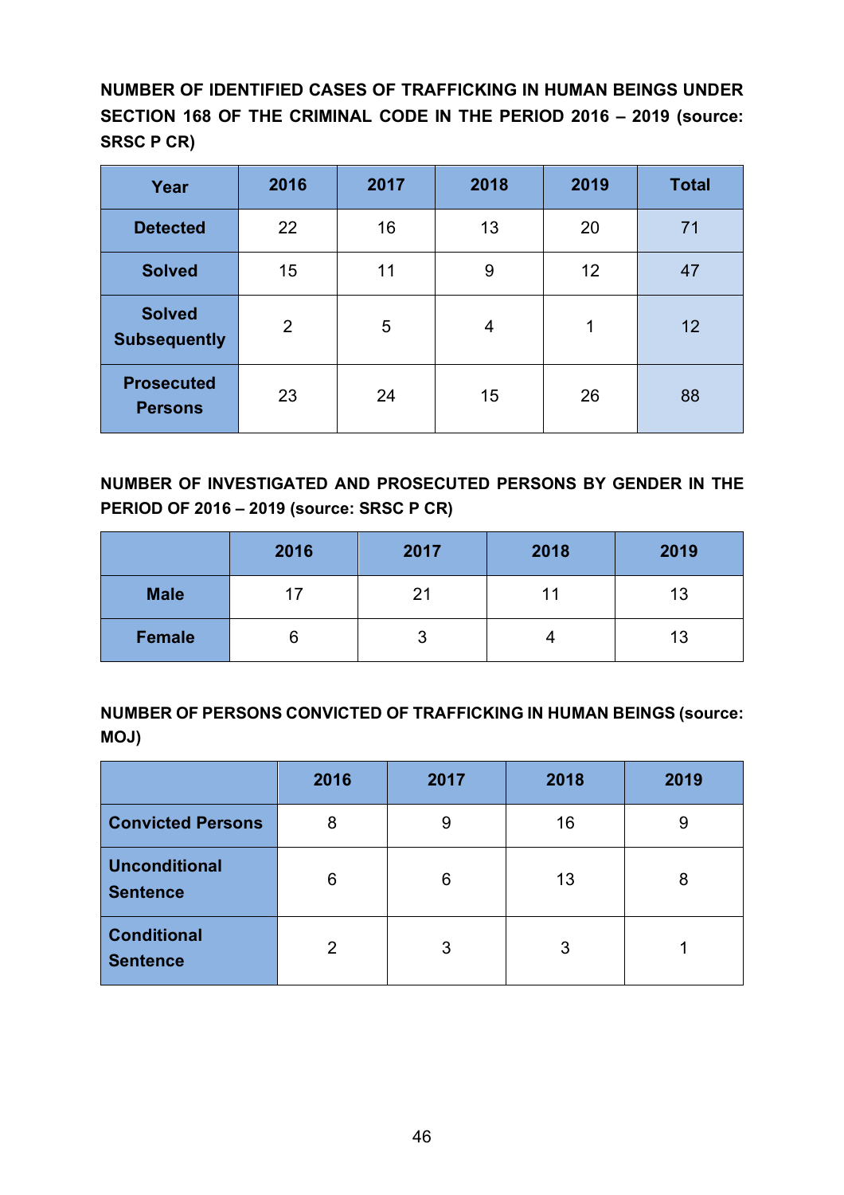**NUMBER OF IDENTIFIED CASES OF TRAFFICKING IN HUMAN BEINGS UNDER SECTION 168 OF THE CRIMINAL CODE IN THE PERIOD 2016 – 2019 (source: SRSC P CR)**

| Year | 2016 | 2017 | 2018 | 2019 | Total |
|---|---|---|---|---|---|
| Detected | 22 | 16 | 13 | 20 | 71 |
| Solved | 15 | 11 | 9 | 12 | 47 |
| Solved Subsequently | 2 | 5 | 4 | 1 | 12 |
| Prosecuted Persons | 23 | 24 | 15 | 26 | 88 |

**NUMBER OF INVESTIGATED AND PROSECUTED PERSONS BY GENDER IN THE PERIOD OF 2016 – 2019 (source: SRSC P CR)**

| | 2016 | 2017 | 2018 | 2019 |
|---|---|---|---|---|
| Male | 17 | 21 | 11 | 13 |
| Female | 6 | 3 | 4 | 13 |

**NUMBER OF PERSONS CONVICTED OF TRAFFICKING IN HUMAN BEINGS (source: MOJ)**

| | 2016 | 2017 | 2018 | 2019 |
|---|---|---|---|---|
| Convicted Persons | 8 | 9 | 16 | 9 |
| Unconditional Sentence | 6 | 6 | 13 | 8 |
| Conditional Sentence | 2 | 3 | 3 | 1 |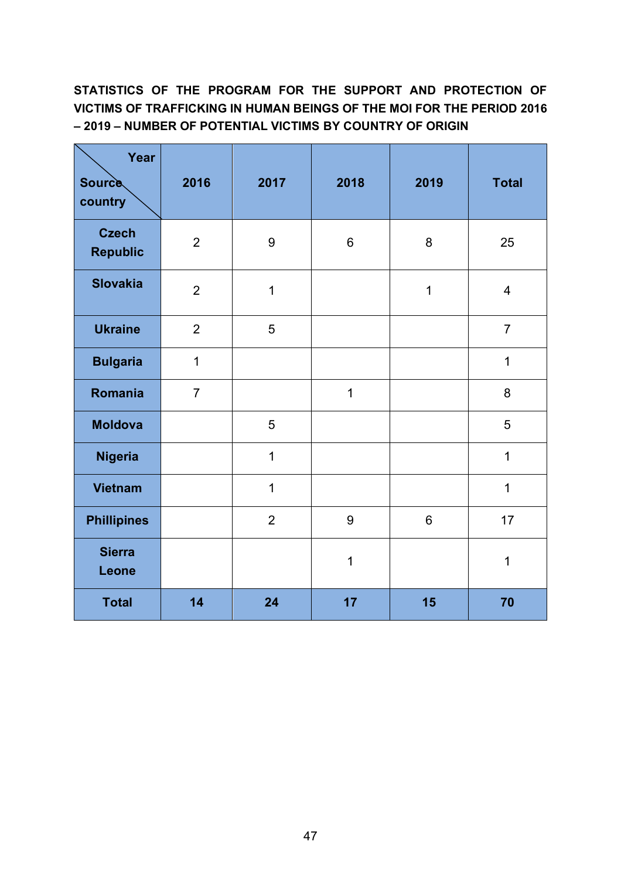**STATISTICS OF THE PROGRAM FOR THE SUPPORT AND PROTECTION OF VICTIMS OF TRAFFICKING IN HUMAN BEINGS OF THE MOI FOR THE PERIOD 2016 – 2019 – NUMBER OF POTENTIAL VICTIMS BY COUNTRY OF ORIGIN**

| Year / Source country | 2016 | 2017 | 2018 | 2019 | Total |
|---|---|---|---|---|---|
| **Czech Republic** | 2 | 9 | 6 | 8 | 25 |
| **Slovakia** | 2 | 1 | | 1 | 4 |
| **Ukraine** | 2 | 5 | | | 7 |
| **Bulgaria** | 1 | | | | 1 |
| **Romania** | 7 | | 1 | | 8 |
| **Moldova** | | 5 | | | 5 |
| **Nigeria** | | 1 | | | 1 |
| **Vietnam** | | 1 | | | 1 |
| **Phillipines** | | 2 | 9 | 6 | 17 |
| **Sierra Leone** | | | 1 | | 1 |
| **Total** | **14** | **24** | **17** | **15** | **70** |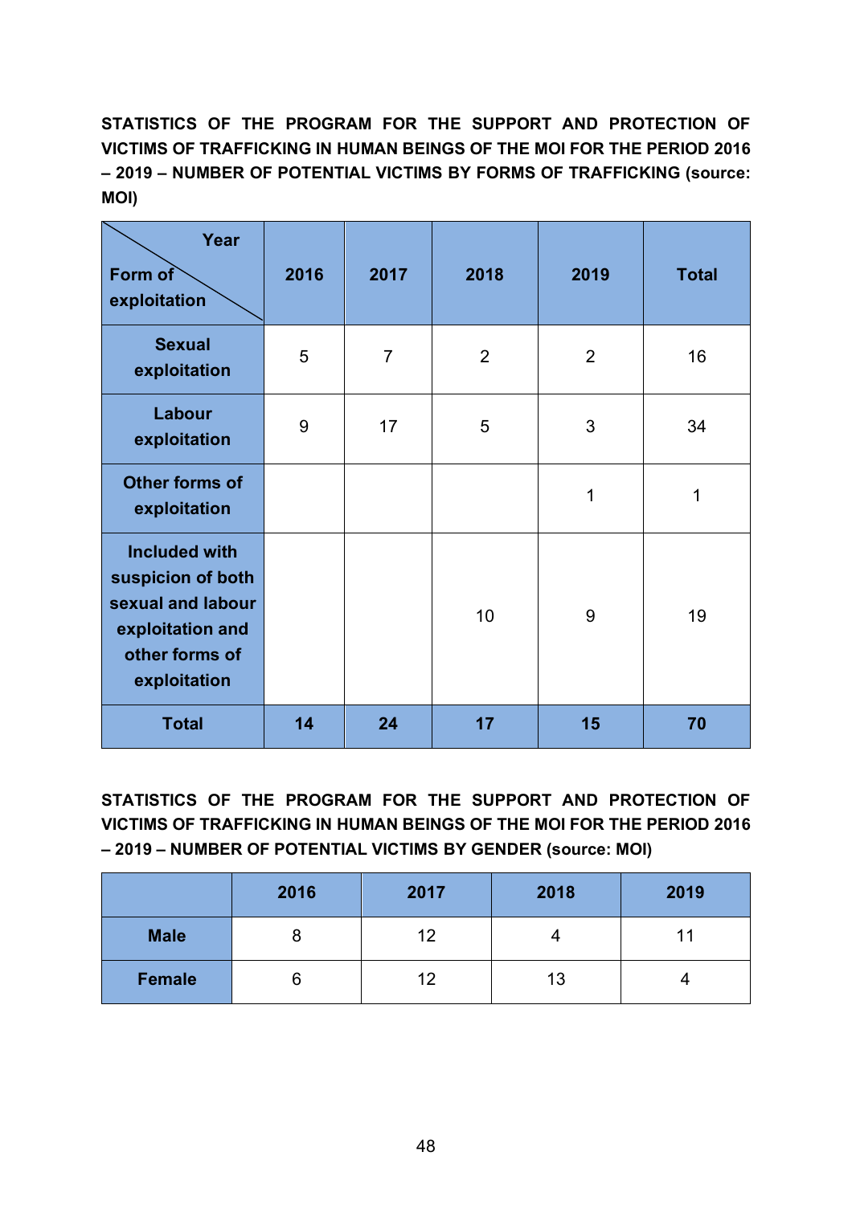**STATISTICS OF THE PROGRAM FOR THE SUPPORT AND PROTECTION OF VICTIMS OF TRAFFICKING IN HUMAN BEINGS OF THE MOI FOR THE PERIOD 2016 – 2019 – NUMBER OF POTENTIAL VICTIMS BY FORMS OF TRAFFICKING (source: MOI)**

| Form of exploitation / Year | 2016 | 2017 | 2018 | 2019 | Total |
|---|---|---|---|---|---|
| **Sexual exploitation** | 5 | 7 | 2 | 2 | 16 |
| **Labour exploitation** | 9 | 17 | 5 | 3 | 34 |
| **Other forms of exploitation** | | | | 1 | 1 |
| **Included with suspicion of both sexual and labour exploitation and other forms of exploitation** | | | 10 | 9 | 19 |
| **Total** | **14** | **24** | **17** | **15** | **70** |

**STATISTICS OF THE PROGRAM FOR THE SUPPORT AND PROTECTION OF VICTIMS OF TRAFFICKING IN HUMAN BEINGS OF THE MOI FOR THE PERIOD 2016 – 2019 – NUMBER OF POTENTIAL VICTIMS BY GENDER (source: MOI)**

| | 2016 | 2017 | 2018 | 2019 |
|---|---|---|---|---|
| **Male** | 8 | 12 | 4 | 11 |
| **Female** | 6 | 12 | 13 | 4 |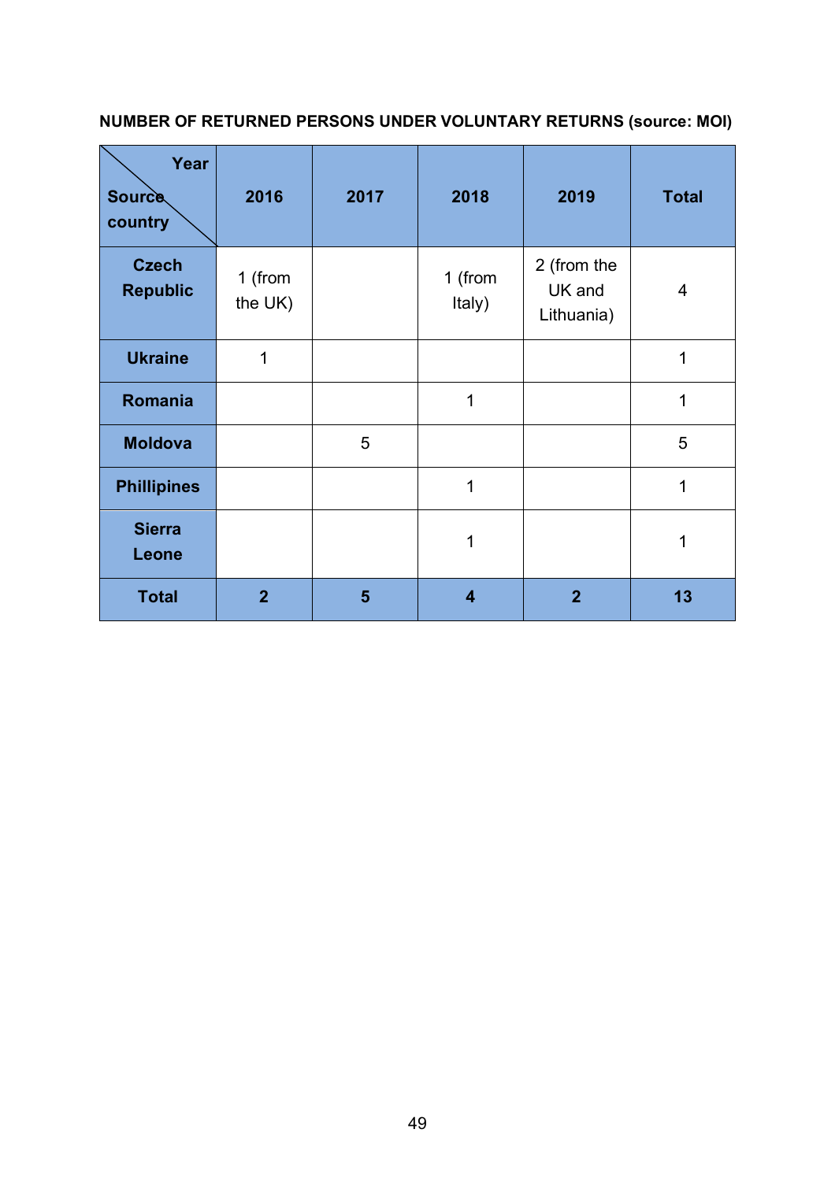**NUMBER OF RETURNED PERSONS UNDER VOLUNTARY RETURNS (source: MOI)**

| Year / Source country | 2016 | 2017 | 2018 | 2019 | Total |
|---|---|---|---|---|---|
| **Czech Republic** | 1 (from the UK) | | 1 (from Italy) | 2 (from the UK and Lithuania) | 4 |
| **Ukraine** | 1 | | | | 1 |
| **Romania** | | | 1 | | 1 |
| **Moldova** | | 5 | | | 5 |
| **Phillipines** | | | 1 | | 1 |
| **Sierra Leone** | | | 1 | | 1 |
| **Total** | **2** | **5** | **4** | **2** | **13** |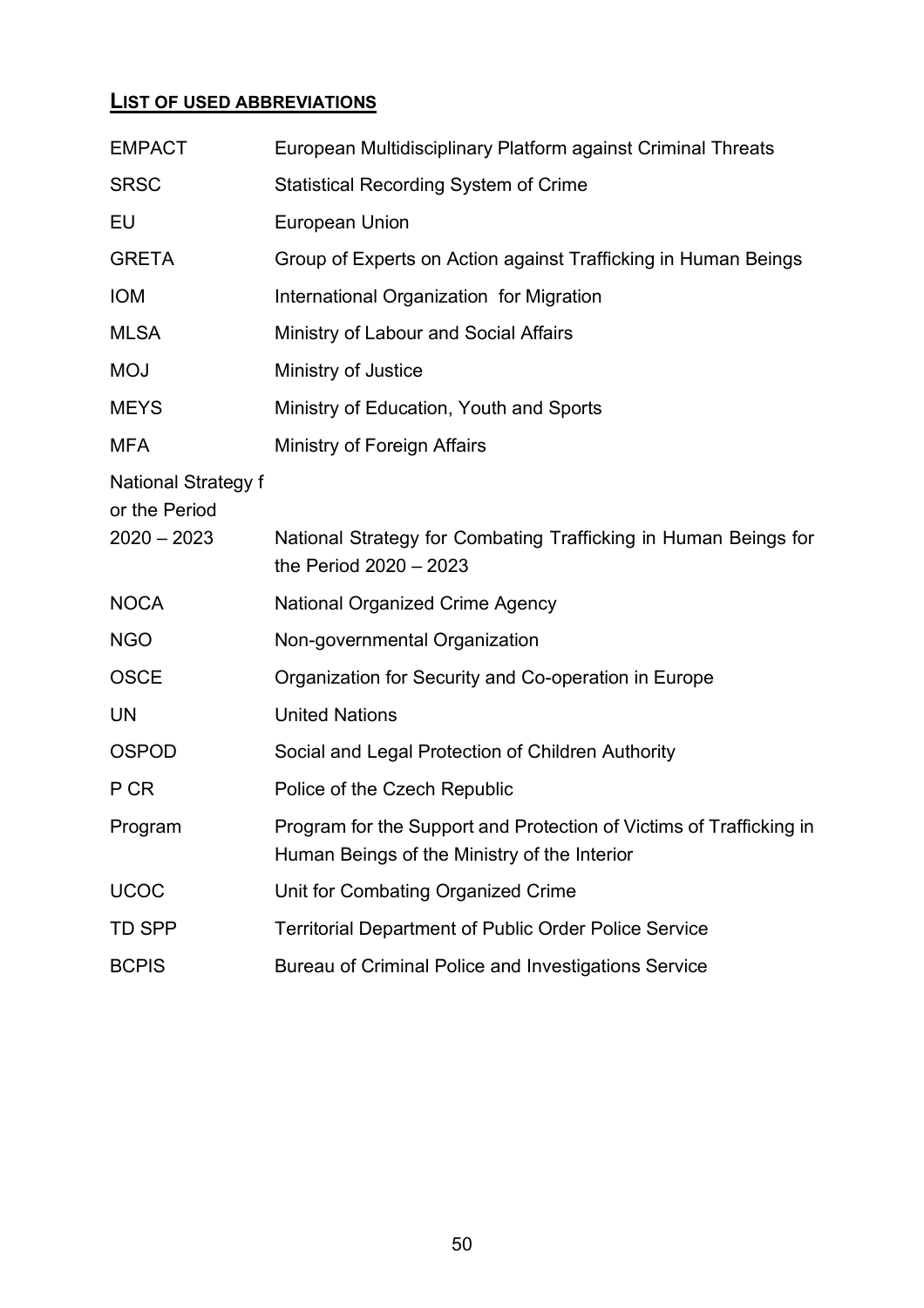## LIST OF USED ABBREVIATIONS

| | |
|---|---|
| EMPACT | European Multidisciplinary Platform against Criminal Threats |
| SRSC | Statistical Recording System of Crime |
| EU | European Union |
| GRETA | Group of Experts on Action against Trafficking in Human Beings |
| IOM | International Organization for Migration |
| MLSA | Ministry of Labour and Social Affairs |
| MOJ | Ministry of Justice |
| MEYS | Ministry of Education, Youth and Sports |
| MFA | Ministry of Foreign Affairs |
| National Strategy f or the Period 2020 – 2023 | National Strategy for Combating Trafficking in Human Beings for the Period 2020 – 2023 |
| NOCA | National Organized Crime Agency |
| NGO | Non-governmental Organization |
| OSCE | Organization for Security and Co-operation in Europe |
| UN | United Nations |
| OSPOD | Social and Legal Protection of Children Authority |
| P CR | Police of the Czech Republic |
| Program | Program for the Support and Protection of Victims of Trafficking in Human Beings of the Ministry of the Interior |
| UCOC | Unit for Combating Organized Crime |
| TD SPP | Territorial Department of Public Order Police Service |
| BCPIS | Bureau of Criminal Police and Investigations Service |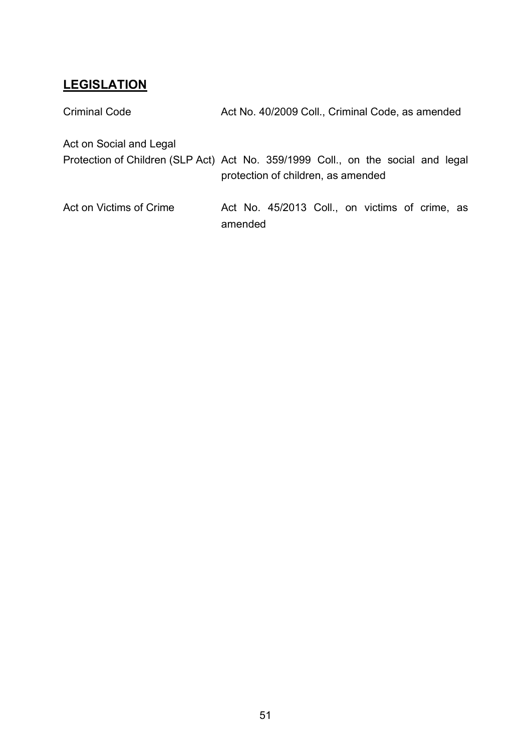## **LEGISLATION**

| | |
|---|---|
| Criminal Code | Act No. 40/2009 Coll., Criminal Code, as amended |
| Act on Social and Legal Protection of Children (SLP Act) | Act No. 359/1999 Coll., on the social and legal protection of children, as amended |
| Act on Victims of Crime | Act No. 45/2013 Coll., on victims of crime, as amended |